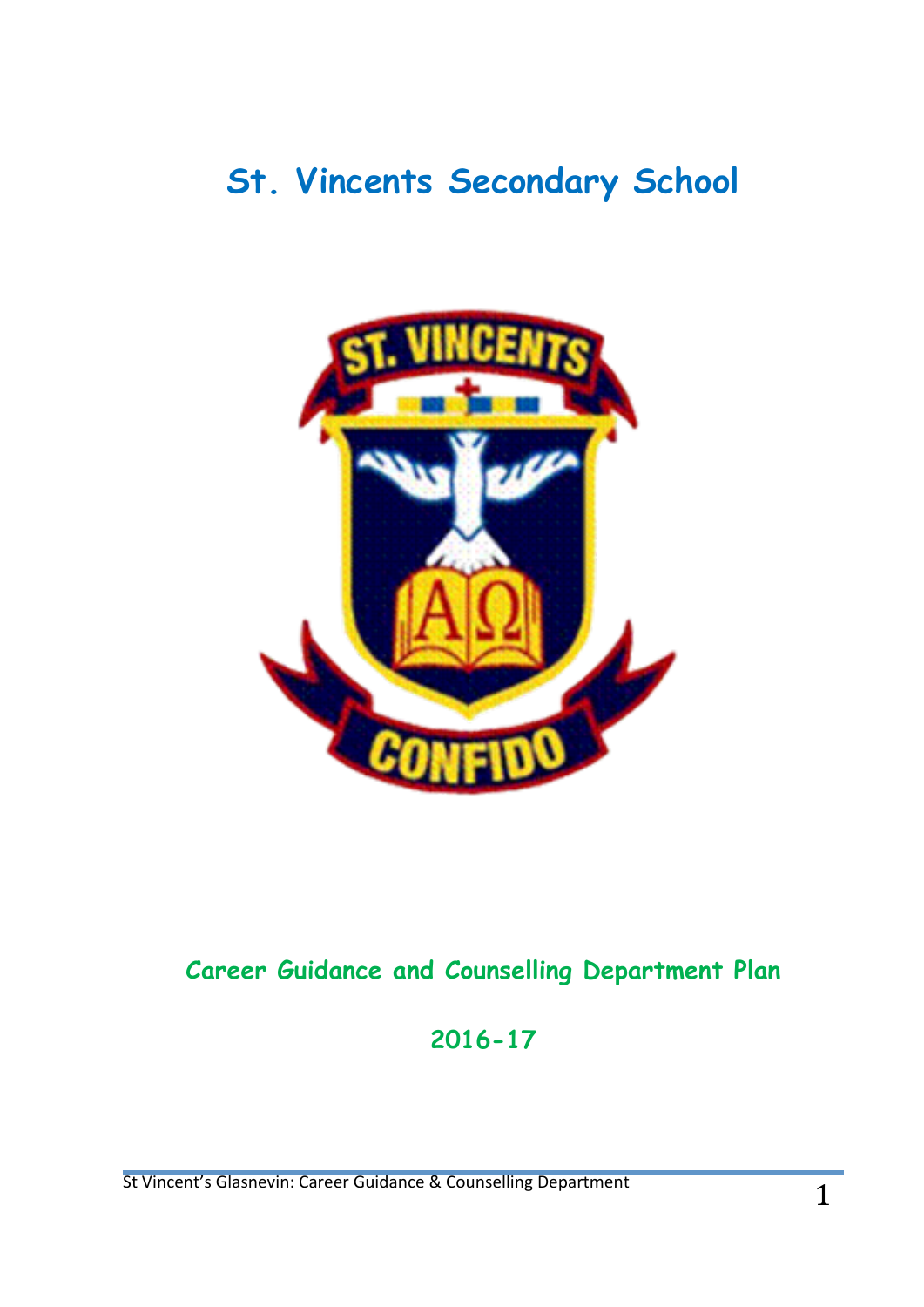# St. Vincents Secondary School

## Career Guidance and Counselling Department Plan

## 2016-17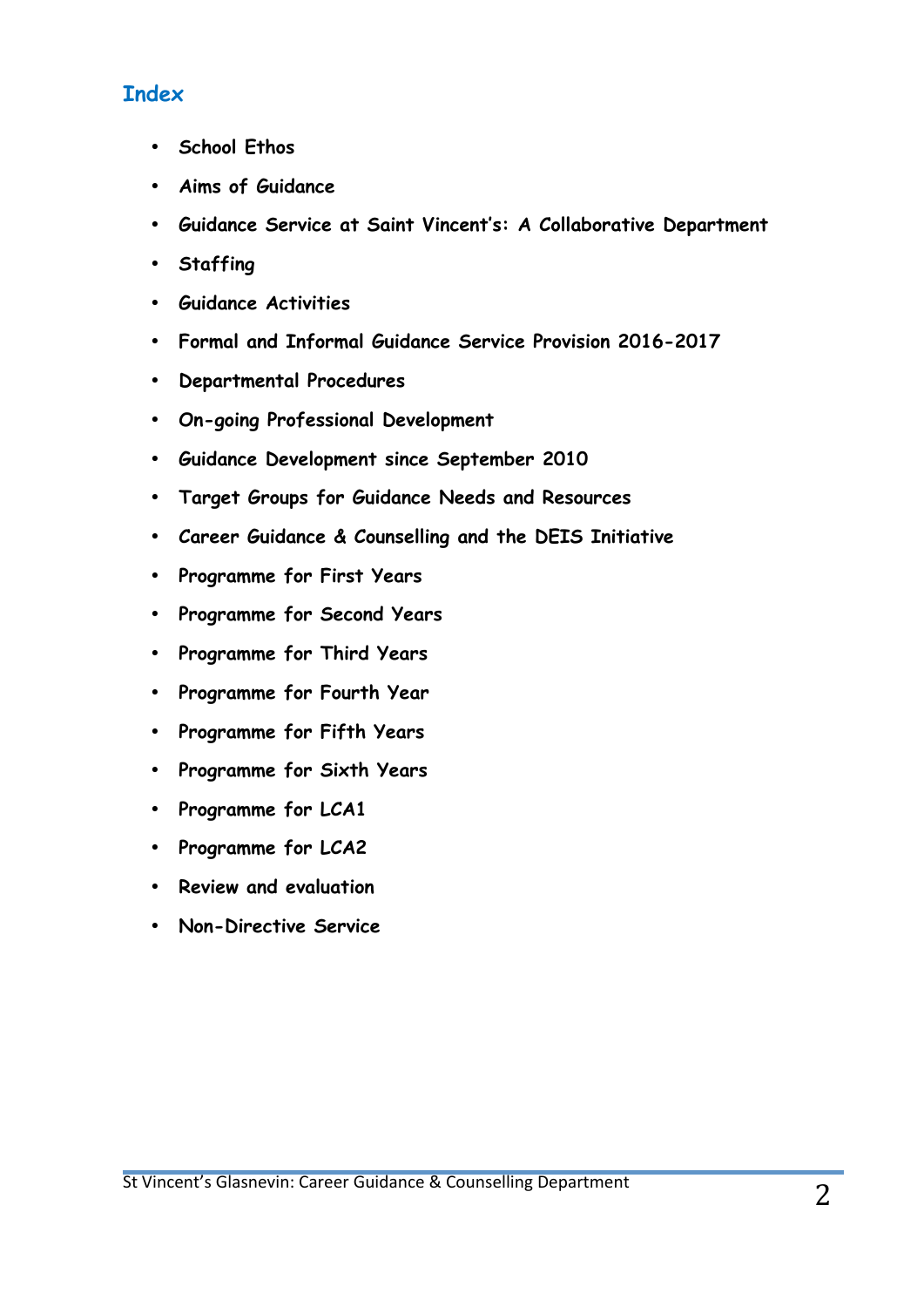## Index

- School Ethos
- Aims of Guidance
- Guidance Service at Saint Vincent's: A Collaborative Department
- Staffing
- Guidance Activities
- Formal and Informal Guidance Service Provision 2016-2017
- Departmental Procedures
- On-going Professional Development
- Guidance Development since September 2010
- Target Groups for Guidance Needs and Resources
- Career Guidance & Counselling and the DEIS Initiative
- Programme for First Years
- Programme for Second Years
- Programme for Third Years
- Programme for Fourth Year
- Programme for Fifth Years
- Programme for Sixth Years
- Programme for LCA1
- Programme for LCA2
- Review and evaluation
- Non-Directive Service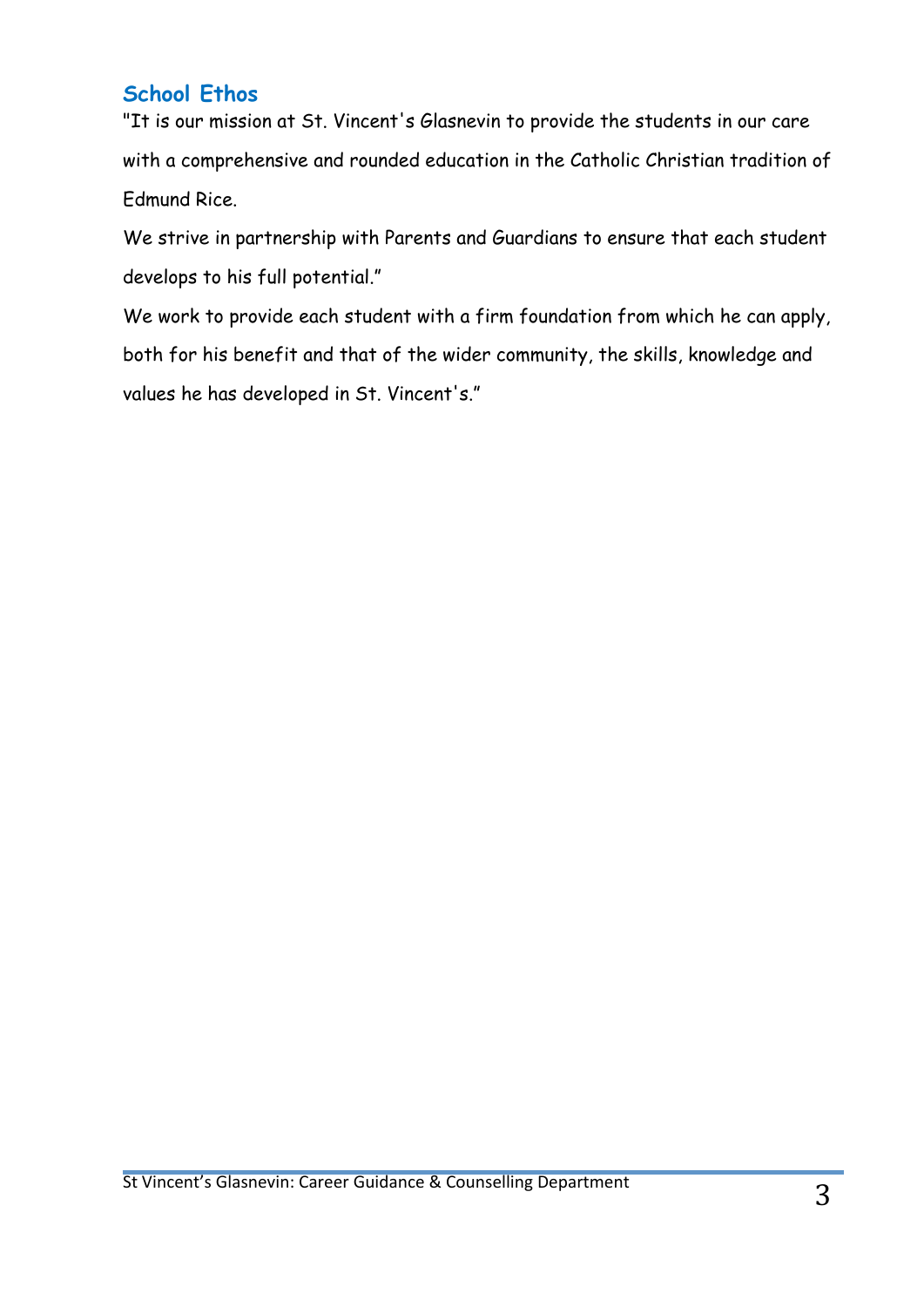## School Ethos

"It is our mission at St. Vincent's Glasnevin to provide the students in our care with a comprehensive and rounded education in the Catholic Christian tradition of Edmund Rice.

We strive in partnership with Parents and Guardians to ensure that each student develops to his full potential."

We work to provide each student with a firm foundation from which he can apply, both for his benefit and that of the wider community, the skills, knowledge and values he has developed in St. Vincent's."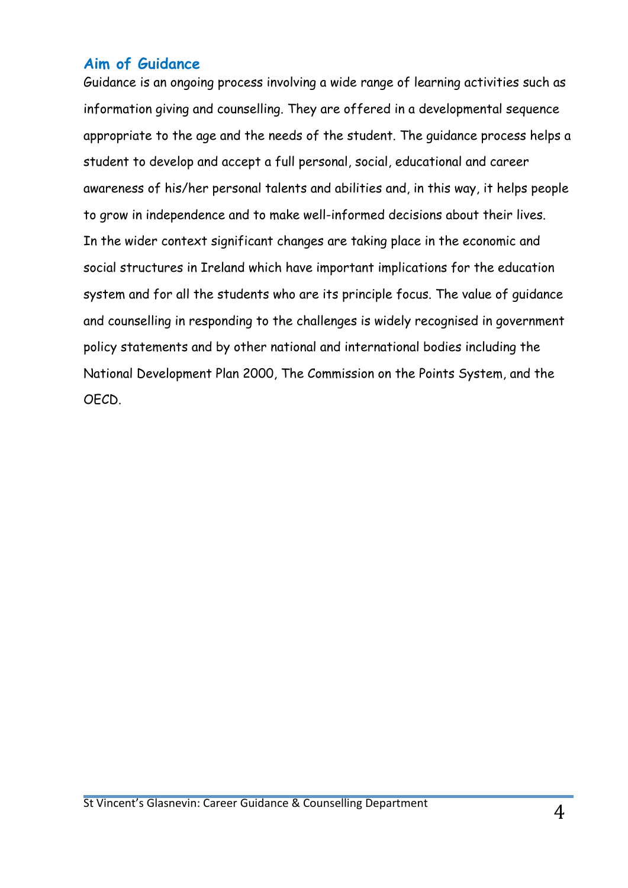## Aim of Guidance

Guidance is an ongoing process involving a wide range of learning activities such as information giving and counselling. They are offered in a developmental sequence appropriate to the age and the needs of the student. The guidance process helps a student to develop and accept a full personal, social, educational and career awareness of his/her personal talents and abilities and, in this way, it helps people to grow in independence and to make well-informed decisions about their lives. In the wider context significant changes are taking place in the economic and social structures in Ireland which have important implications for the education system and for all the students who are its principle focus. The value of guidance and counselling in responding to the challenges is widely recognised in government policy statements and by other national and international bodies including the National Development Plan 2000, The Commission on the Points System, and the OECD.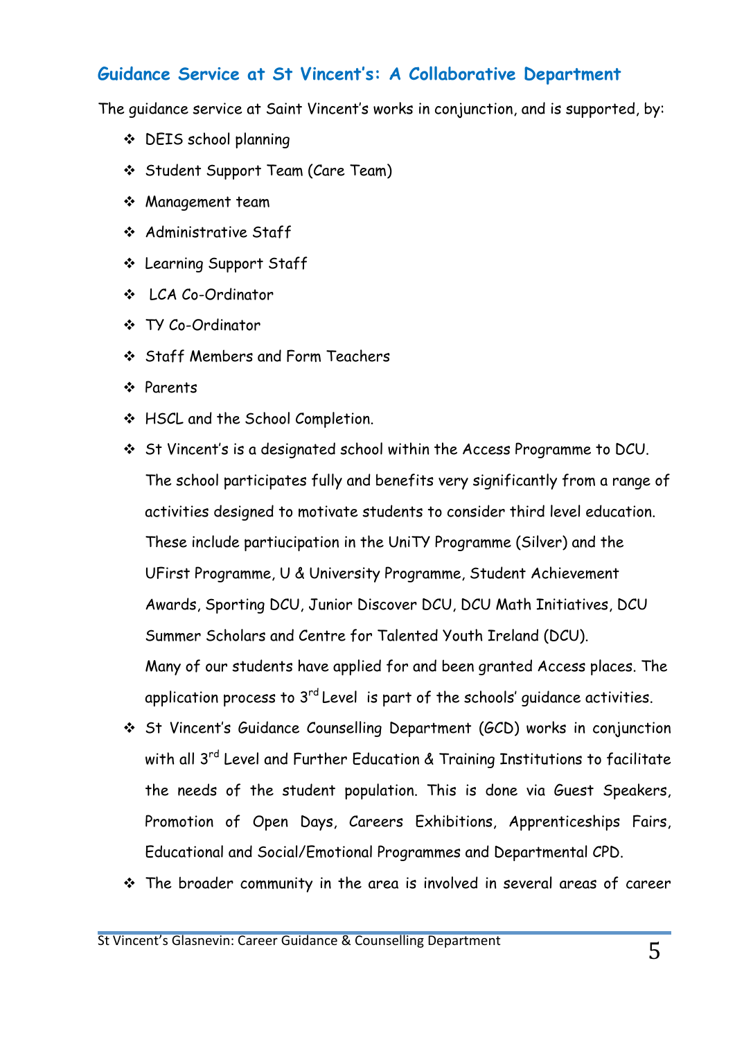## Guidance Service at St Vincent's: A Collaborative Department

The guidance service at Saint Vincent's works in conjunction, and is supported, by:

- DEIS school planning
- Student Support Team (Care Team)
- Management team
- Administrative Staff
- Learning Support Staff
- LCA Co-Ordinator
- TY Co-Ordinator
- Staff Members and Form Teachers
- Parents
- HSCL and the School Completion.
- St Vincent's is a designated school within the Access Programme to DCU. The school participates fully and benefits very significantly from a range of activities designed to motivate students to consider third level education. These include partiucipation in the UniTY Programme (Silver) and the UFirst Programme, U & University Programme, Student Achievement Awards, Sporting DCU, Junior Discover DCU, DCU Math Initiatives, DCU Summer Scholars and Centre for Talented Youth Ireland (DCU).
  Many of our students have applied for and been granted Access places. The application process to 3rd Level is part of the schools' guidance activities.
- St Vincent's Guidance Counselling Department (GCD) works in conjunction with all 3rd Level and Further Education & Training Institutions to facilitate the needs of the student population. This is done via Guest Speakers, Promotion of Open Days, Careers Exhibitions, Apprenticeships Fairs, Educational and Social/Emotional Programmes and Departmental CPD.
- The broader community in the area is involved in several areas of career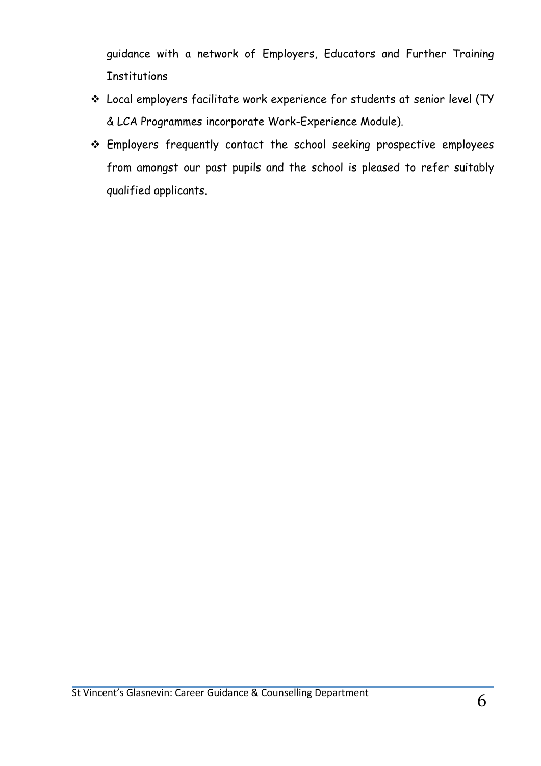guidance with a network of Employers, Educators and Further Training Institutions

- Local employers facilitate work experience for students at senior level (TY & LCA Programmes incorporate Work-Experience Module).
- Employers frequently contact the school seeking prospective employees from amongst our past pupils and the school is pleased to refer suitably qualified applicants.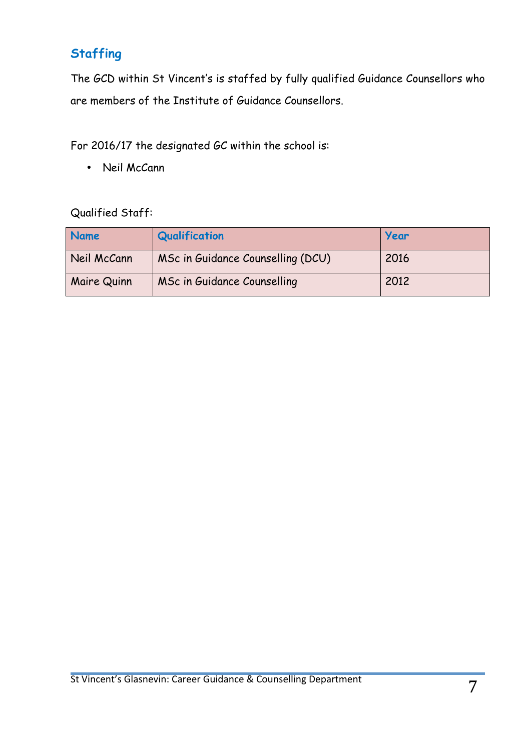## Staffing

The GCD within St Vincent's is staffed by fully qualified Guidance Counsellors who are members of the Institute of Guidance Counsellors.

For 2016/17 the designated GC within the school is:

- Neil McCann

Qualified Staff:

| Name | Qualification | Year |
|---|---|---|
| Neil McCann | MSc in Guidance Counselling (DCU) | 2016 |
| Maire Quinn | MSc in Guidance Counselling | 2012 |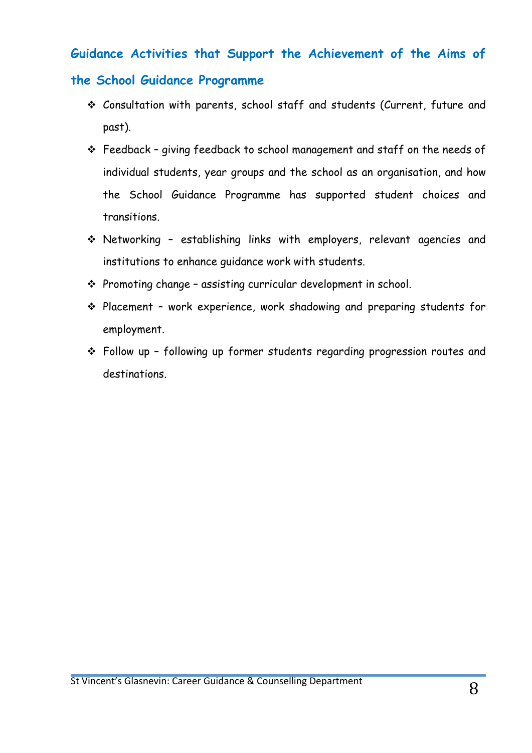## Guidance Activities that Support the Achievement of the Aims of the School Guidance Programme

- Consultation with parents, school staff and students (Current, future and past).
- Feedback – giving feedback to school management and staff on the needs of individual students, year groups and the school as an organisation, and how the School Guidance Programme has supported student choices and transitions.
- Networking – establishing links with employers, relevant agencies and institutions to enhance guidance work with students.
- Promoting change – assisting curricular development in school.
- Placement – work experience, work shadowing and preparing students for employment.
- Follow up – following up former students regarding progression routes and destinations.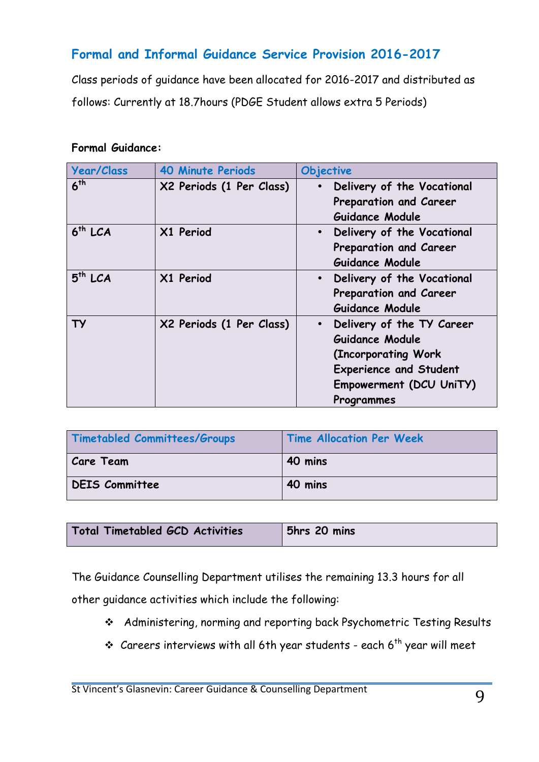## Formal and Informal Guidance Service Provision 2016-2017

Class periods of guidance have been allocated for 2016-2017 and distributed as follows: Currently at 18.7hours (PDGE Student allows extra 5 Periods)

**Formal Guidance:**

| Year/Class | 40 Minute Periods | Objective |
|---|---|---|
| 6th | X2 Periods (1 Per Class) | • Delivery of the Vocational Preparation and Career Guidance Module |
| 6th LCA | X1 Period | • Delivery of the Vocational Preparation and Career Guidance Module |
| 5th LCA | X1 Period | • Delivery of the Vocational Preparation and Career Guidance Module |
| TY | X2 Periods (1 Per Class) | • Delivery of the TY Career Guidance Module (Incorporating Work Experience and Student Empowerment (DCU UniTY) Programmes |

| Timetabled Committees/Groups | Time Allocation Per Week |
|---|---|
| Care Team | 40 mins |
| DEIS Committee | 40 mins |

| Total Timetabled GCD Activities | 5hrs 20 mins |
|---|---|

The Guidance Counselling Department utilises the remaining 13.3 hours for all other guidance activities which include the following:

- Administering, norming and reporting back Psychometric Testing Results
- Careers interviews with all 6th year students - each 6th year will meet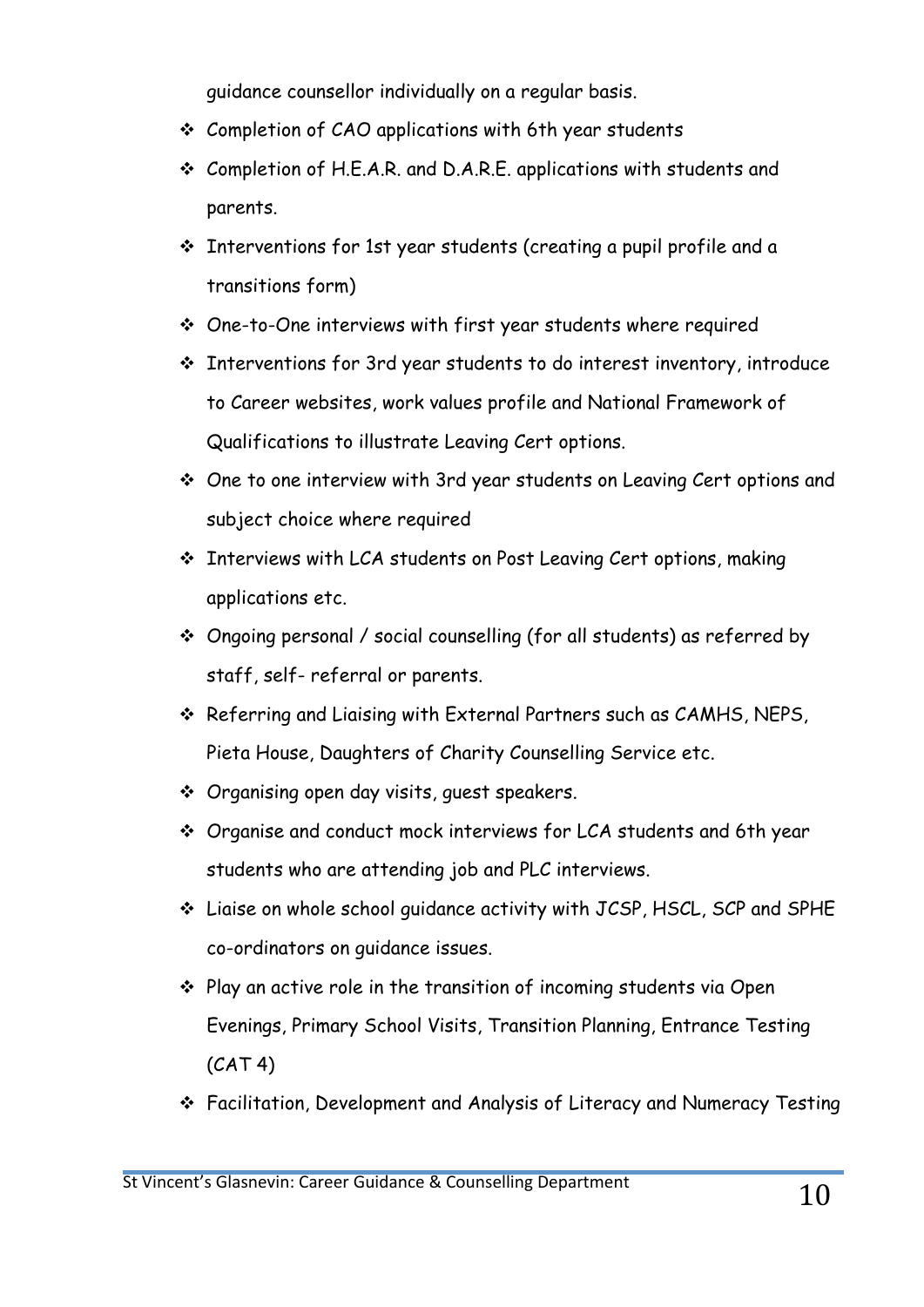guidance counsellor individually on a regular basis.

- Completion of CAO applications with 6th year students
- Completion of H.E.A.R. and D.A.R.E. applications with students and parents.
- Interventions for 1st year students (creating a pupil profile and a transitions form)
- One-to-One interviews with first year students where required
- Interventions for 3rd year students to do interest inventory, introduce to Career websites, work values profile and National Framework of Qualifications to illustrate Leaving Cert options.
- One to one interview with 3rd year students on Leaving Cert options and subject choice where required
- Interviews with LCA students on Post Leaving Cert options, making applications etc.
- Ongoing personal / social counselling (for all students) as referred by staff, self- referral or parents.
- Referring and Liaising with External Partners such as CAMHS, NEPS, Pieta House, Daughters of Charity Counselling Service etc.
- Organising open day visits, guest speakers.
- Organise and conduct mock interviews for LCA students and 6th year students who are attending job and PLC interviews.
- Liaise on whole school guidance activity with JCSP, HSCL, SCP and SPHE co-ordinators on guidance issues.
- Play an active role in the transition of incoming students via Open Evenings, Primary School Visits, Transition Planning, Entrance Testing (CAT 4)
- Facilitation, Development and Analysis of Literacy and Numeracy Testing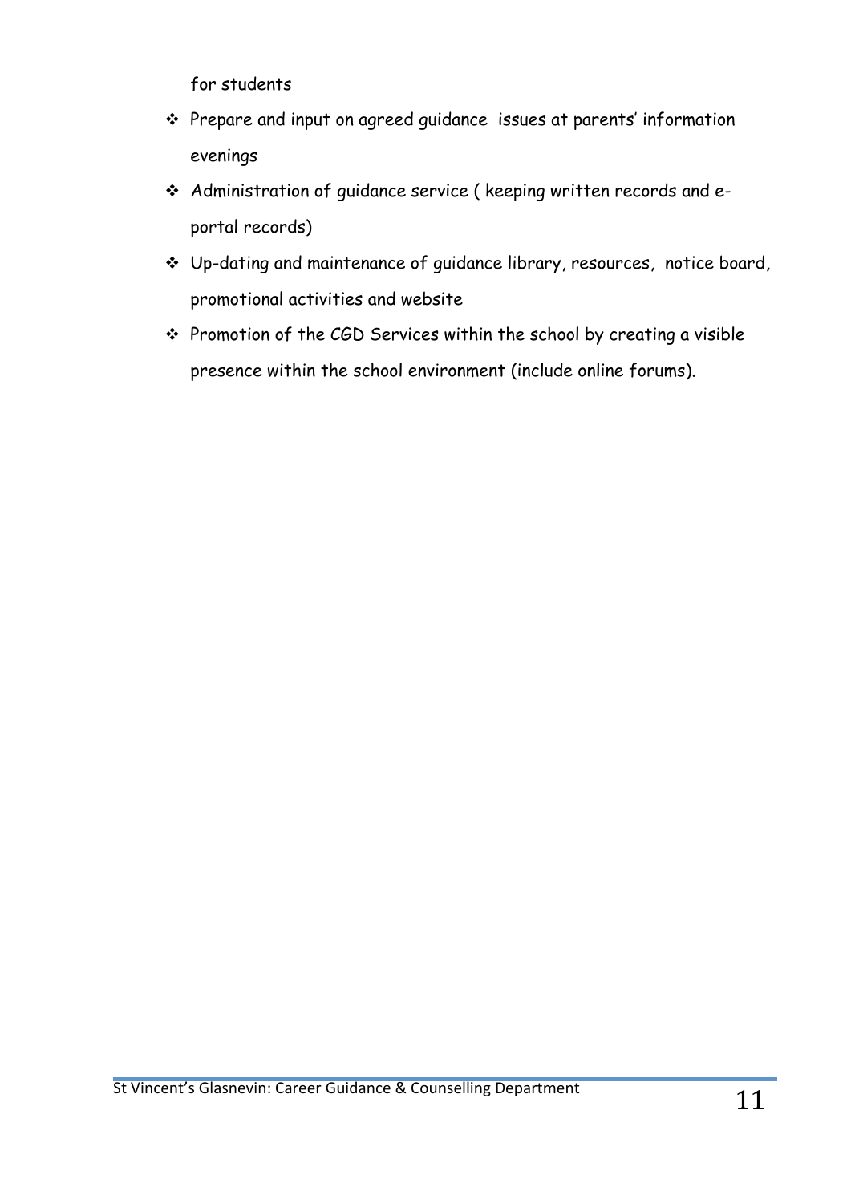for students

- Prepare and input on agreed guidance issues at parents' information evenings
- Administration of guidance service ( keeping written records and e-portal records)
- Up-dating and maintenance of guidance library, resources, notice board, promotional activities and website
- Promotion of the CGD Services within the school by creating a visible presence within the school environment (include online forums).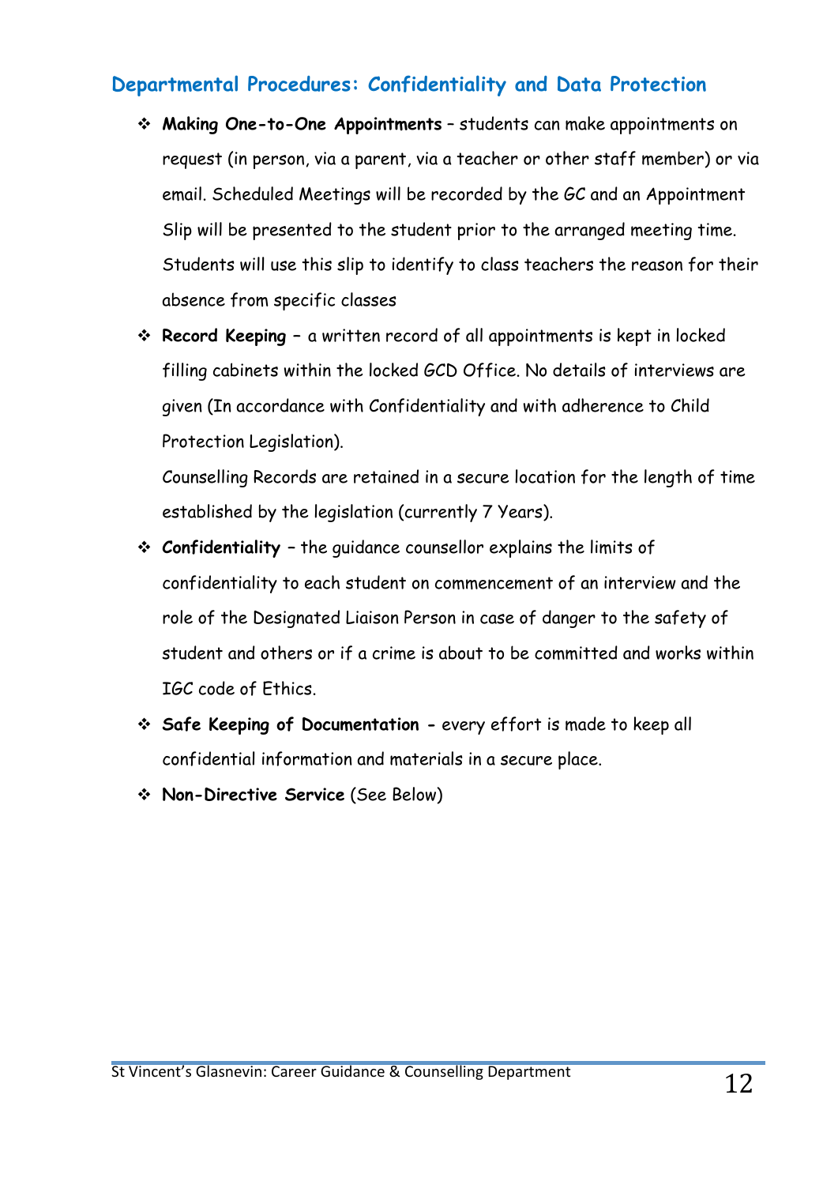## Departmental Procedures: Confidentiality and Data Protection

- **Making One-to-One Appointments** – students can make appointments on request (in person, via a parent, via a teacher or other staff member) or via email. Scheduled Meetings will be recorded by the GC and an Appointment Slip will be presented to the student prior to the arranged meeting time. Students will use this slip to identify to class teachers the reason for their absence from specific classes
- **Record Keeping** – a written record of all appointments is kept in locked filling cabinets within the locked GCD Office. No details of interviews are given (In accordance with Confidentiality and with adherence to Child Protection Legislation).

  Counselling Records are retained in a secure location for the length of time established by the legislation (currently 7 Years).
- **Confidentiality** – the guidance counsellor explains the limits of confidentiality to each student on commencement of an interview and the role of the Designated Liaison Person in case of danger to the safety of student and others or if a crime is about to be committed and works within IGC code of Ethics.
- **Safe Keeping of Documentation** - every effort is made to keep all confidential information and materials in a secure place.
- **Non-Directive Service** (See Below)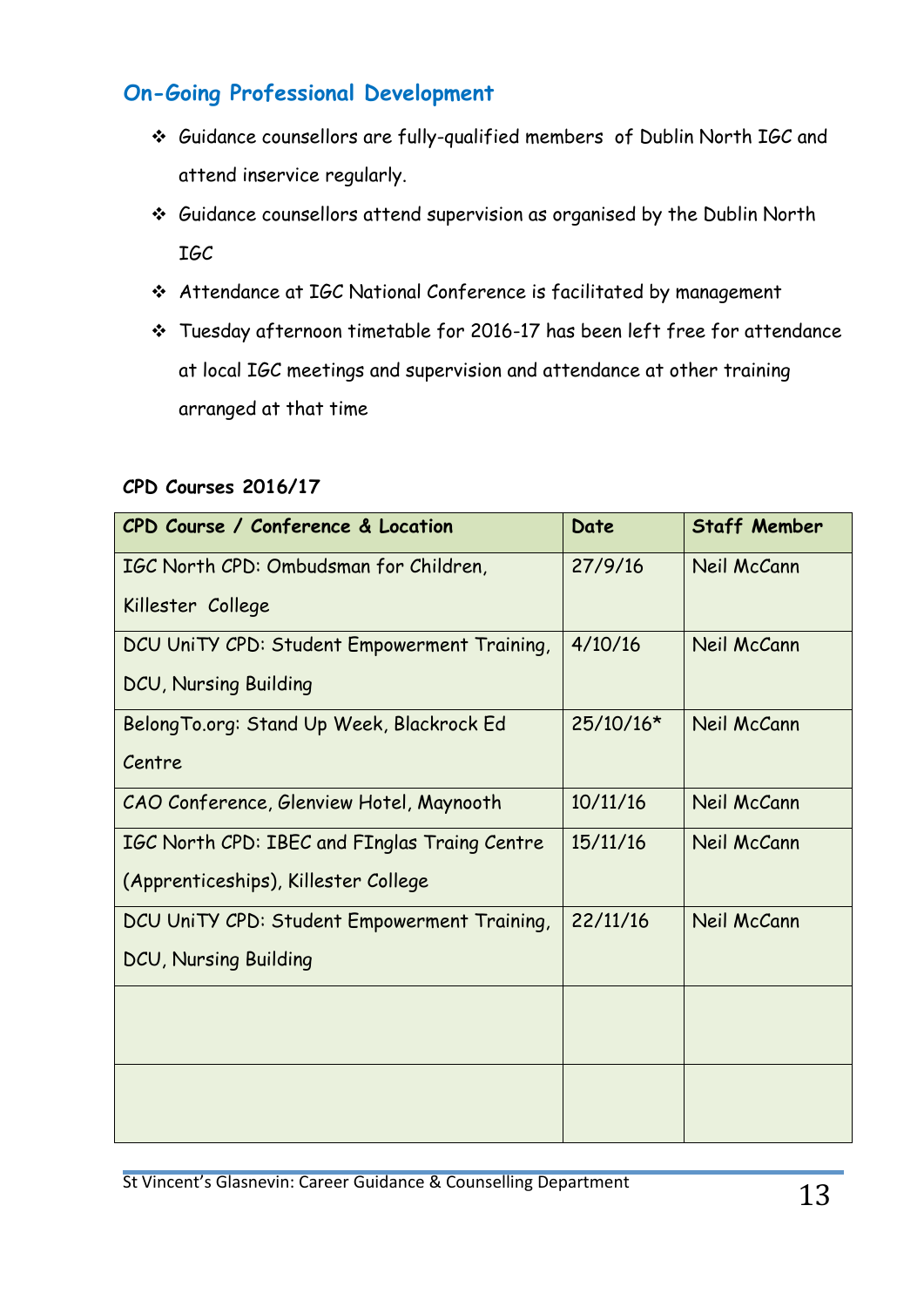## On-Going Professional Development

- Guidance counsellors are fully-qualified members of Dublin North IGC and attend inservice regularly.
- Guidance counsellors attend supervision as organised by the Dublin North IGC
- Attendance at IGC National Conference is facilitated by management
- Tuesday afternoon timetable for 2016-17 has been left free for attendance at local IGC meetings and supervision and attendance at other training arranged at that time

**CPD Courses 2016/17**

| CPD Course / Conference & Location | Date | Staff Member |
|---|---|---|
| IGC North CPD: Ombudsman for Children, Killester College | 27/9/16 | Neil McCann |
| DCU UniTY CPD: Student Empowerment Training, DCU, Nursing Building | 4/10/16 | Neil McCann |
| BelongTo.org: Stand Up Week, Blackrock Ed Centre | 25/10/16* | Neil McCann |
| CAO Conference, Glenview Hotel, Maynooth | 10/11/16 | Neil McCann |
| IGC North CPD: IBEC and FInglas Traing Centre (Apprenticeships), Killester College | 15/11/16 | Neil McCann |
| DCU UniTY CPD: Student Empowerment Training, DCU, Nursing Building | 22/11/16 | Neil McCann |
| | | |
| | | |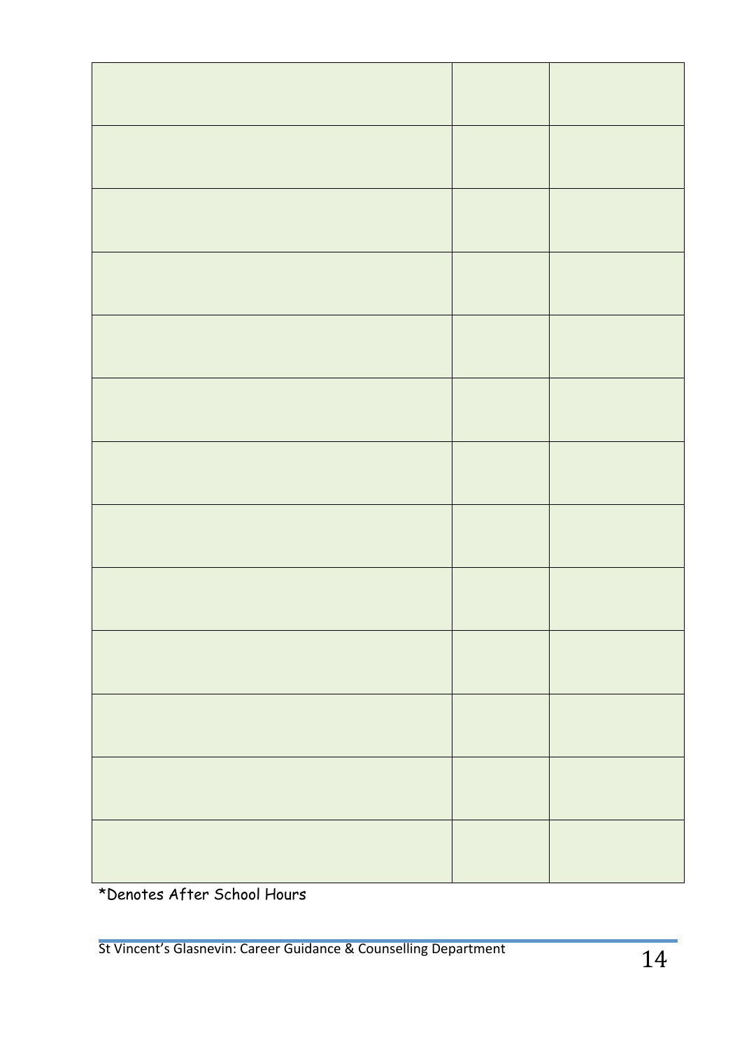| | | |
|---|---|---|
| | | |
| | | |
| | | |
| | | |
| | | |
| | | |
| | | |
| | | |
| | | |
| | | |
| | | |
| | | |

*Denotes After School Hours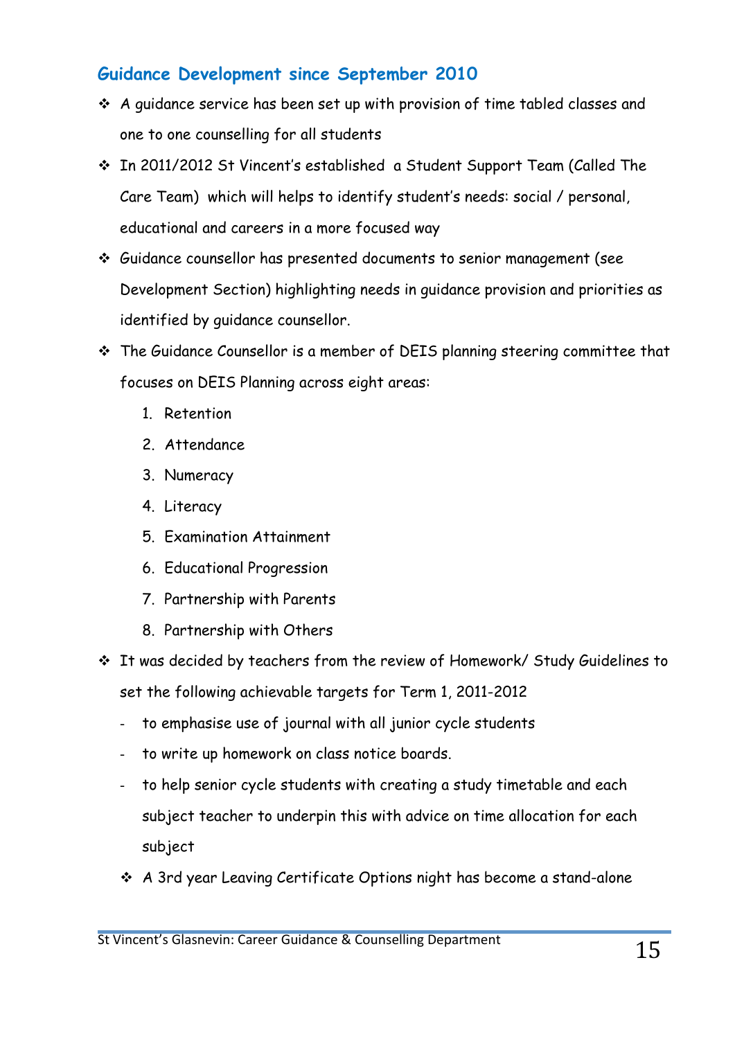## Guidance Development since September 2010

- A guidance service has been set up with provision of time tabled classes and one to one counselling for all students
- In 2011/2012 St Vincent's established a Student Support Team (Called The Care Team) which will helps to identify student's needs: social / personal, educational and careers in a more focused way
- Guidance counsellor has presented documents to senior management (see Development Section) highlighting needs in guidance provision and priorities as identified by guidance counsellor.
- The Guidance Counsellor is a member of DEIS planning steering committee that focuses on DEIS Planning across eight areas:
    1. Retention
    2. Attendance
    3. Numeracy
    4. Literacy
    5. Examination Attainment
    6. Educational Progression
    7. Partnership with Parents
    8. Partnership with Others
- It was decided by teachers from the review of Homework/ Study Guidelines to set the following achievable targets for Term 1, 2011-2012
    - to emphasise use of journal with all junior cycle students
    - to write up homework on class notice boards.
    - to help senior cycle students with creating a study timetable and each subject teacher to underpin this with advice on time allocation for each subject
    - A 3rd year Leaving Certificate Options night has become a stand-alone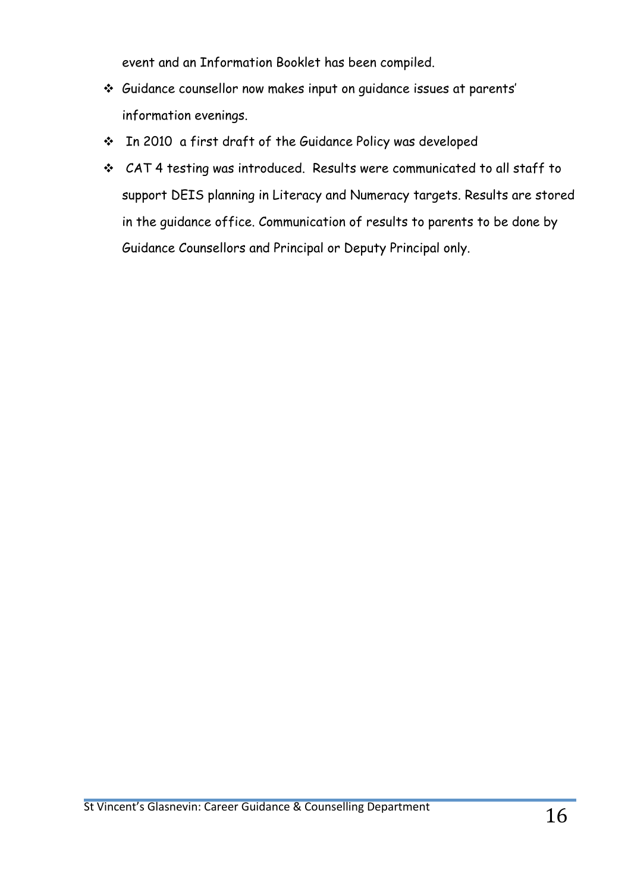event and an Information Booklet has been compiled.

- Guidance counsellor now makes input on guidance issues at parents' information evenings.
- In 2010 a first draft of the Guidance Policy was developed
- CAT 4 testing was introduced. Results were communicated to all staff to support DEIS planning in Literacy and Numeracy targets. Results are stored in the guidance office. Communication of results to parents to be done by Guidance Counsellors and Principal or Deputy Principal only.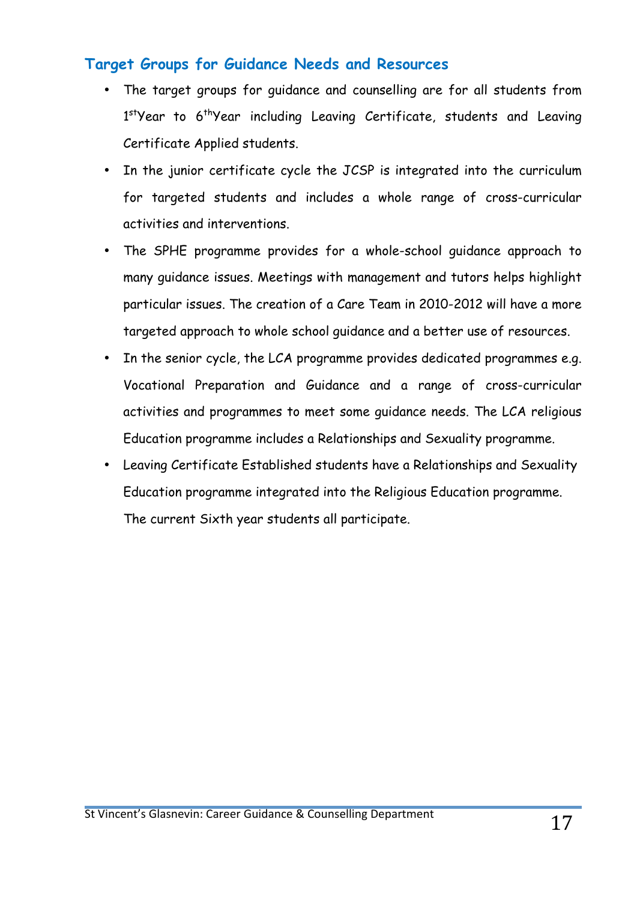## Target Groups for Guidance Needs and Resources

- The target groups for guidance and counselling are for all students from 1st Year to 6th Year including Leaving Certificate, students and Leaving Certificate Applied students.
- In the junior certificate cycle the JCSP is integrated into the curriculum for targeted students and includes a whole range of cross-curricular activities and interventions.
- The SPHE programme provides for a whole-school guidance approach to many guidance issues. Meetings with management and tutors helps highlight particular issues. The creation of a Care Team in 2010-2012 will have a more targeted approach to whole school guidance and a better use of resources.
- In the senior cycle, the LCA programme provides dedicated programmes e.g. Vocational Preparation and Guidance and a range of cross-curricular activities and programmes to meet some guidance needs. The LCA religious Education programme includes a Relationships and Sexuality programme.
- Leaving Certificate Established students have a Relationships and Sexuality Education programme integrated into the Religious Education programme. The current Sixth year students all participate.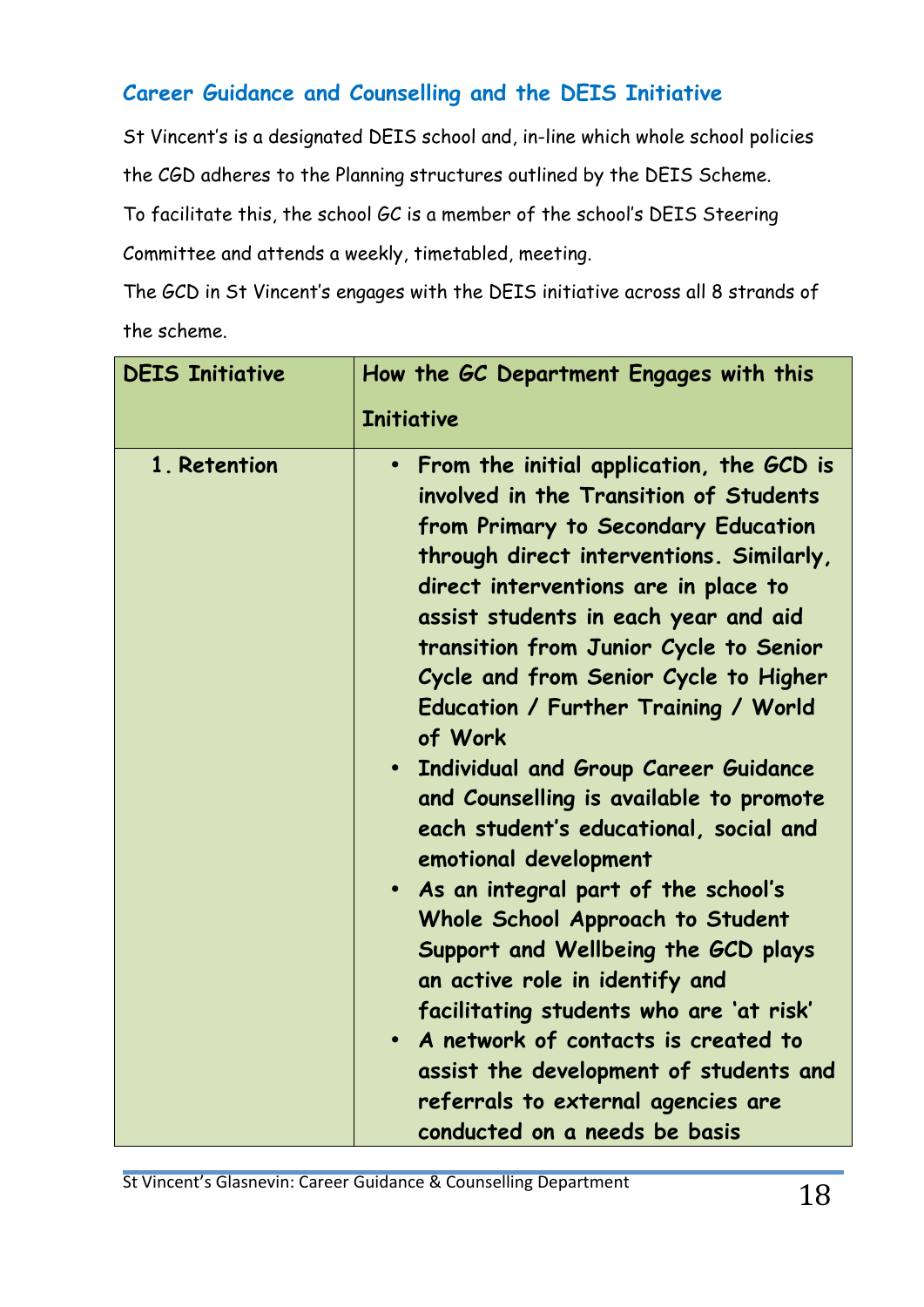## Career Guidance and Counselling and the DEIS Initiative

St Vincent's is a designated DEIS school and, in-line which whole school policies the CGD adheres to the Planning structures outlined by the DEIS Scheme.

To facilitate this, the school GC is a member of the school's DEIS Steering Committee and attends a weekly, timetabled, meeting.

The GCD in St Vincent's engages with the DEIS initiative across all 8 strands of the scheme.

| DEIS Initiative | How the GC Department Engages with this Initiative |
|---|---|
| 1. Retention | • From the initial application, the GCD is involved in the Transition of Students from Primary to Secondary Education through direct interventions. Similarly, direct interventions are in place to assist students in each year and aid transition from Junior Cycle to Senior Cycle and from Senior Cycle to Higher Education / Further Training / World of Work<br>• Individual and Group Career Guidance and Counselling is available to promote each student's educational, social and emotional development<br>• As an integral part of the school's Whole School Approach to Student Support and Wellbeing the GCD plays an active role in identify and facilitating students who are 'at risk'<br>• A network of contacts is created to assist the development of students and referrals to external agencies are conducted on a needs be basis |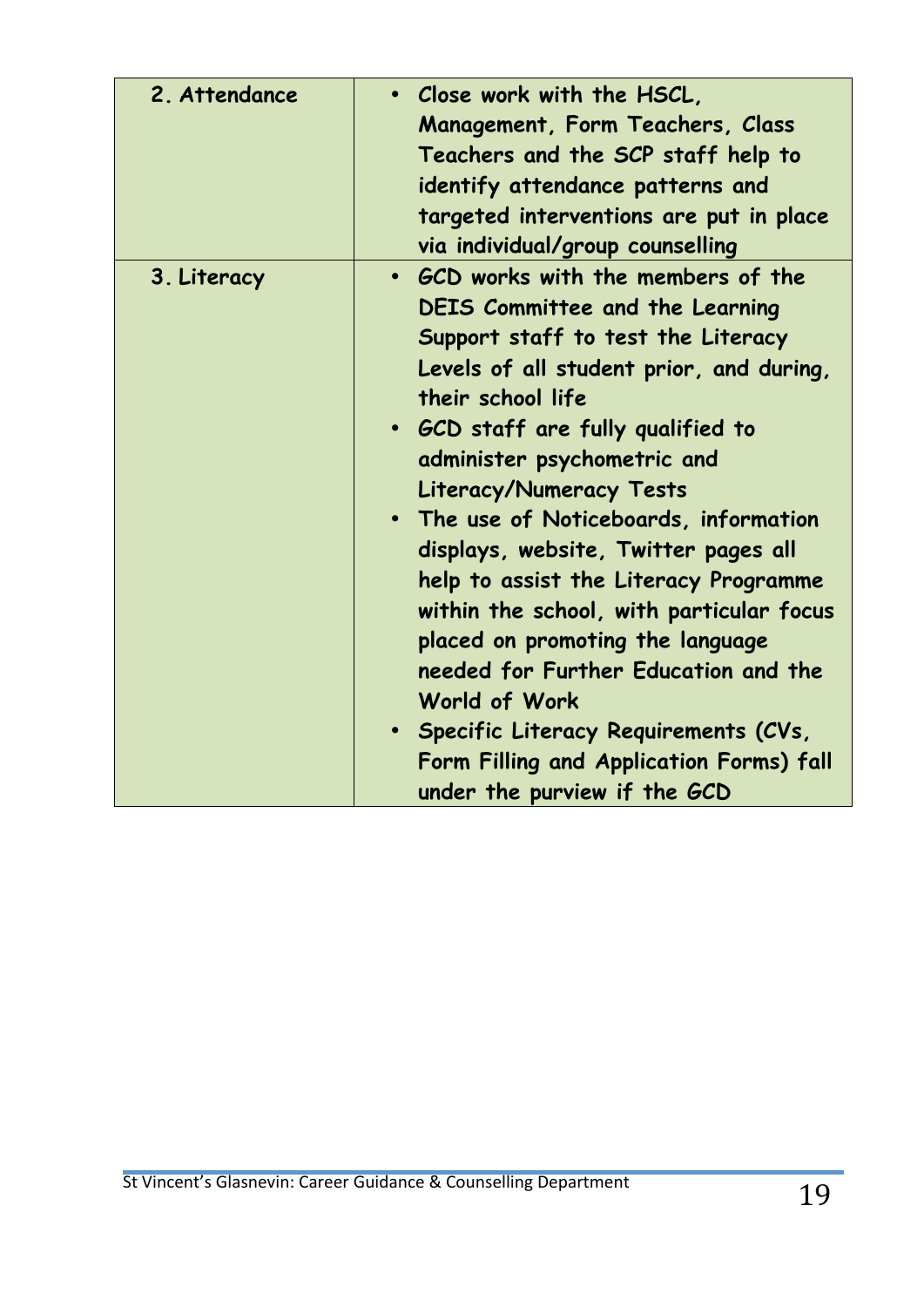| | |
|---|---|
| 2. Attendance | • Close work with the HSCL, Management, Form Teachers, Class Teachers and the SCP staff help to identify attendance patterns and targeted interventions are put in place via individual/group counselling |
| 3. Literacy | • GCD works with the members of the DEIS Committee and the Learning Support staff to test the Literacy Levels of all student prior, and during, their school life<br>• GCD staff are fully qualified to administer psychometric and Literacy/Numeracy Tests<br>• The use of Noticeboards, information displays, website, Twitter pages all help to assist the Literacy Programme within the school, with particular focus placed on promoting the language needed for Further Education and the World of Work<br>• Specific Literacy Requirements (CVs, Form Filling and Application Forms) fall under the purview if the GCD |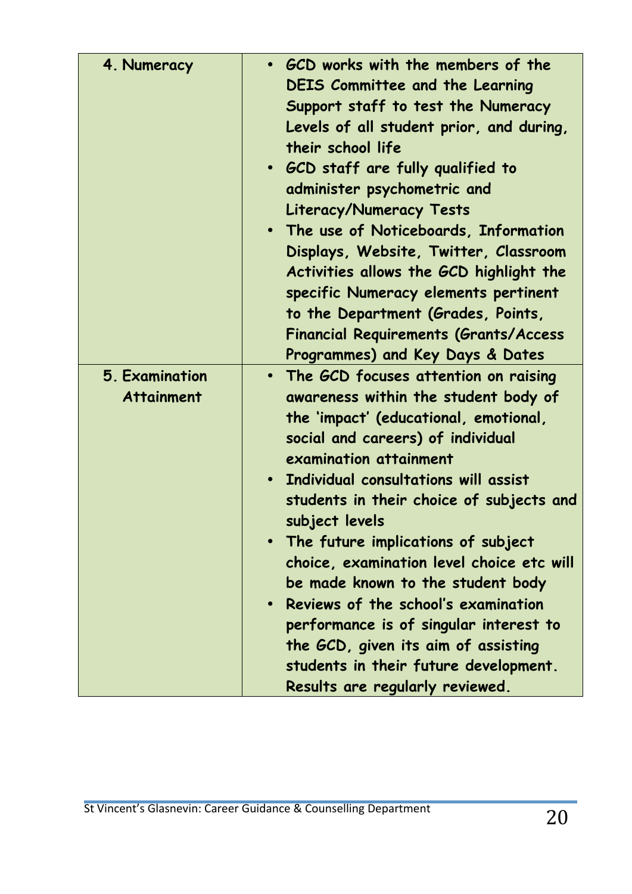| | |
|---|---|
| **4. Numeracy** | • **GCD works with the members of the DEIS Committee and the Learning Support staff to test the Numeracy Levels of all student prior, and during, their school life**<br>• **GCD staff are fully qualified to administer psychometric and Literacy/Numeracy Tests**<br>• **The use of Noticeboards, Information Displays, Website, Twitter, Classroom Activities allows the GCD highlight the specific Numeracy elements pertinent to the Department (Grades, Points, Financial Requirements (Grants/Access Programmes) and Key Days & Dates** |
| **5. Examination Attainment** | • **The GCD focuses attention on raising awareness within the student body of the 'impact' (educational, emotional, social and careers) of individual examination attainment**<br>• **Individual consultations will assist students in their choice of subjects and subject levels**<br>• **The future implications of subject choice, examination level choice etc will be made known to the student body**<br>• **Reviews of the school's examination performance is of singular interest to the GCD, given its aim of assisting students in their future development. Results are regularly reviewed.** |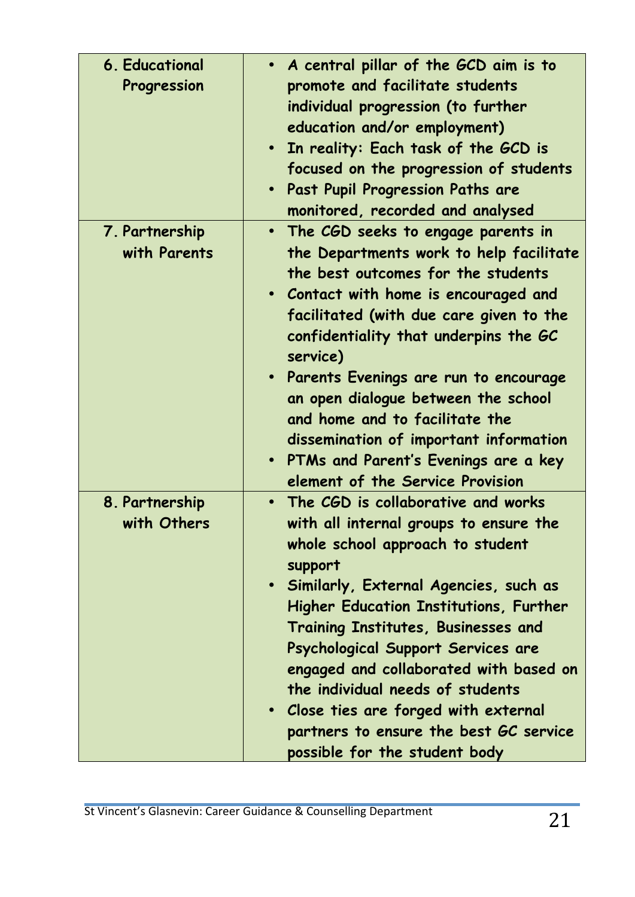| | |
|---|---|
| 6. Educational Progression | • A central pillar of the GCD aim is to promote and facilitate students individual progression (to further education and/or employment)<br>• In reality: Each task of the GCD is focused on the progression of students<br>• Past Pupil Progression Paths are monitored, recorded and analysed |
| 7. Partnership with Parents | • The CGD seeks to engage parents in the Departments work to help facilitate the best outcomes for the students<br>• Contact with home is encouraged and facilitated (with due care given to the confidentiality that underpins the GC service)<br>• Parents Evenings are run to encourage an open dialogue between the school and home and to facilitate the dissemination of important information<br>• PTMs and Parent's Evenings are a key element of the Service Provision |
| 8. Partnership with Others | • The CGD is collaborative and works with all internal groups to ensure the whole school approach to student support<br>• Similarly, External Agencies, such as Higher Education Institutions, Further Training Institutes, Businesses and Psychological Support Services are engaged and collaborated with based on the individual needs of students<br>• Close ties are forged with external partners to ensure the best GC service possible for the student body |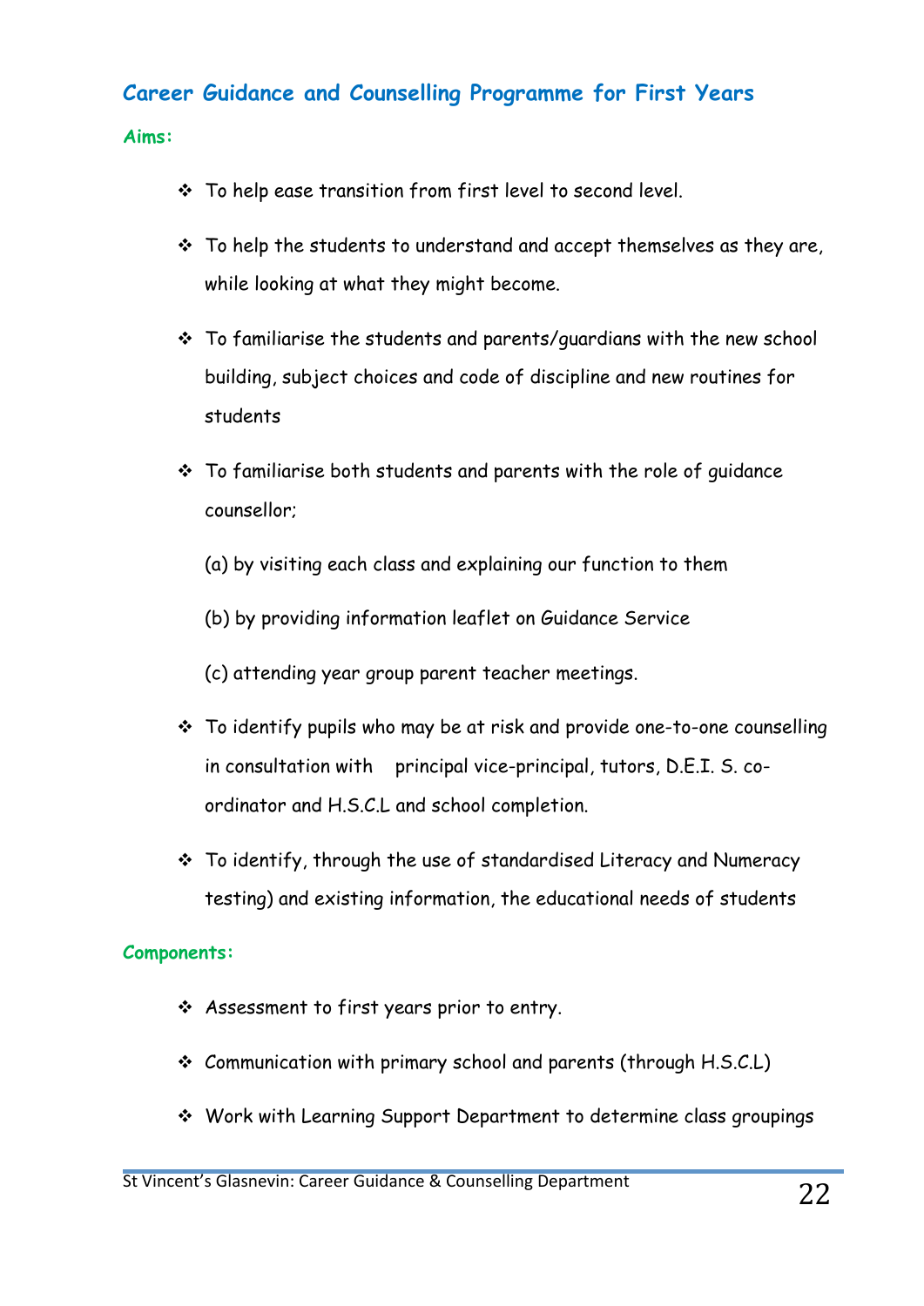## Career Guidance and Counselling Programme for First Years

### Aims:

- To help ease transition from first level to second level.
- To help the students to understand and accept themselves as they are, while looking at what they might become.
- To familiarise the students and parents/guardians with the new school building, subject choices and code of discipline and new routines for students
- To familiarise both students and parents with the role of guidance counsellor;

  (a) by visiting each class and explaining our function to them

  (b) by providing information leaflet on Guidance Service

  (c) attending year group parent teacher meetings.

- To identify pupils who may be at risk and provide one-to-one counselling in consultation with principal vice-principal, tutors, D.E.I. S. co-ordinator and H.S.C.L and school completion.
- To identify, through the use of standardised Literacy and Numeracy testing) and existing information, the educational needs of students

### Components:

- Assessment to first years prior to entry.
- Communication with primary school and parents (through H.S.C.L)
- Work with Learning Support Department to determine class groupings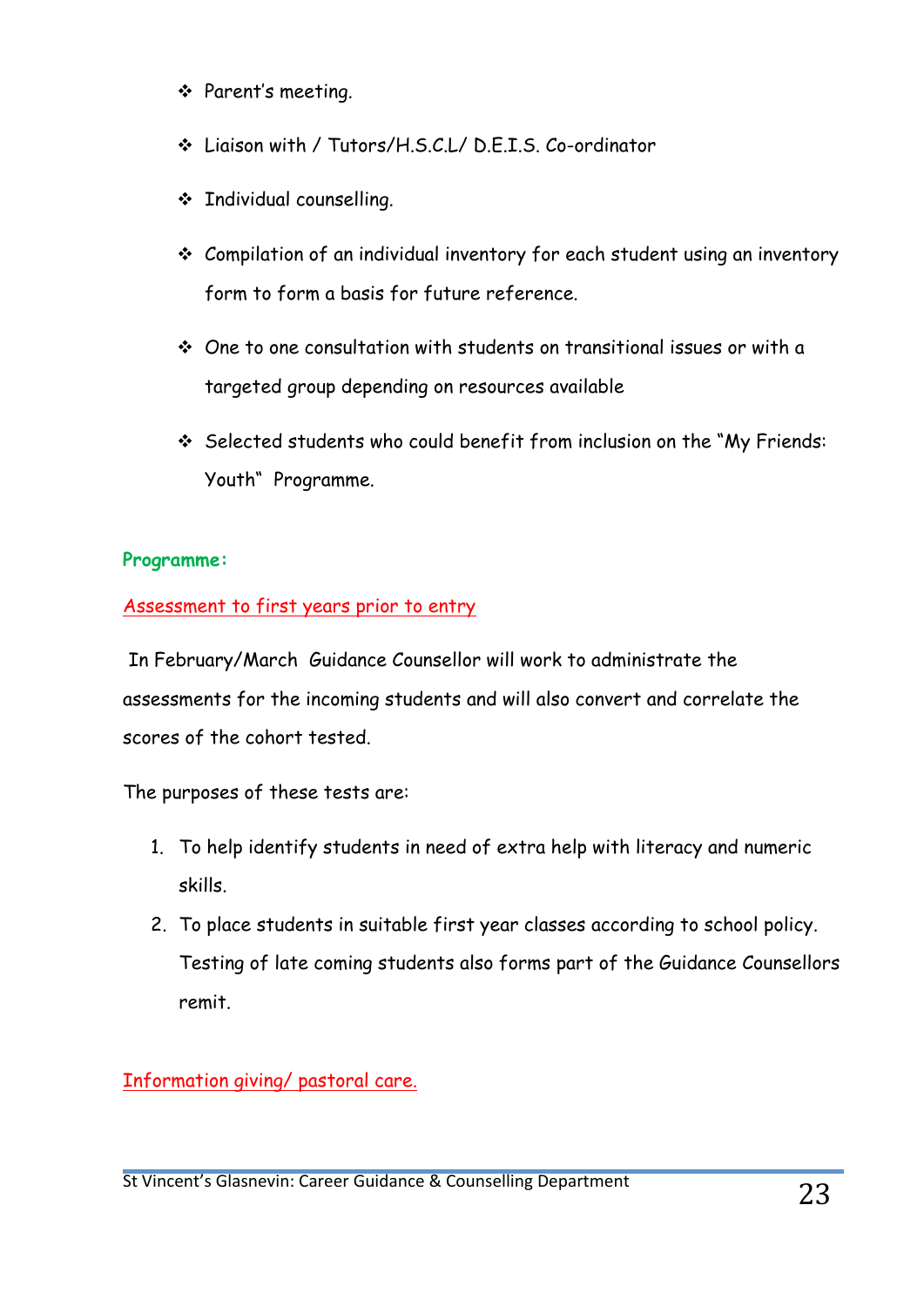- Parent's meeting.
- Liaison with / Tutors/H.S.C.L/ D.E.I.S. Co-ordinator
- Individual counselling.
- Compilation of an individual inventory for each student using an inventory form to form a basis for future reference.
- One to one consultation with students on transitional issues or with a targeted group depending on resources available
- Selected students who could benefit from inclusion on the "My Friends: Youth" Programme.

**Programme:**

Assessment to first years prior to entry

In February/March Guidance Counsellor will work to administrate the assessments for the incoming students and will also convert and correlate the scores of the cohort tested.

The purposes of these tests are:

1. To help identify students in need of extra help with literacy and numeric skills.
2. To place students in suitable first year classes according to school policy. Testing of late coming students also forms part of the Guidance Counsellors remit.

Information giving/ pastoral care.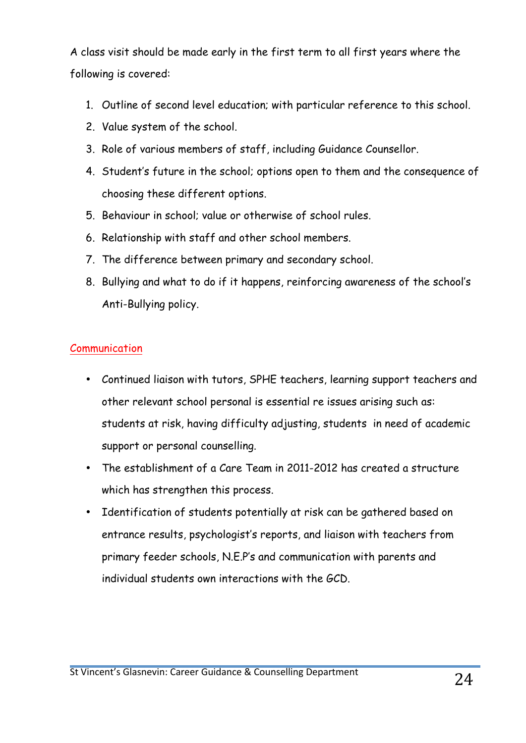A class visit should be made early in the first term to all first years where the following is covered:

1. Outline of second level education; with particular reference to this school.
2. Value system of the school.
3. Role of various members of staff, including Guidance Counsellor.
4. Student's future in the school; options open to them and the consequence of choosing these different options.
5. Behaviour in school; value or otherwise of school rules.
6. Relationship with staff and other school members.
7. The difference between primary and secondary school.
8. Bullying and what to do if it happens, reinforcing awareness of the school's Anti-Bullying policy.

## Communication

- Continued liaison with tutors, SPHE teachers, learning support teachers and other relevant school personal is essential re issues arising such as: students at risk, having difficulty adjusting, students in need of academic support or personal counselling.
- The establishment of a Care Team in 2011-2012 has created a structure which has strengthen this process.
- Identification of students potentially at risk can be gathered based on entrance results, psychologist's reports, and liaison with teachers from primary feeder schools, N.E.P's and communication with parents and individual students own interactions with the GCD.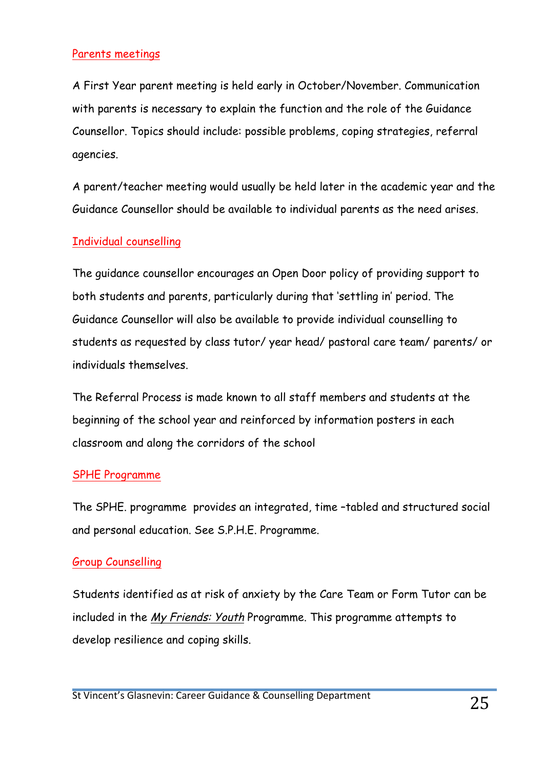## Parents meetings

A First Year parent meeting is held early in October/November. Communication with parents is necessary to explain the function and the role of the Guidance Counsellor. Topics should include: possible problems, coping strategies, referral agencies.

A parent/teacher meeting would usually be held later in the academic year and the Guidance Counsellor should be available to individual parents as the need arises.

## Individual counselling

The guidance counsellor encourages an Open Door policy of providing support to both students and parents, particularly during that 'settling in' period. The Guidance Counsellor will also be available to provide individual counselling to students as requested by class tutor/ year head/ pastoral care team/ parents/ or individuals themselves.

The Referral Process is made known to all staff members and students at the beginning of the school year and reinforced by information posters in each classroom and along the corridors of the school

## SPHE Programme

The SPHE. programme provides an integrated, time –tabled and structured social and personal education. See S.P.H.E. Programme.

## Group Counselling

Students identified as at risk of anxiety by the Care Team or Form Tutor can be included in the *My Friends: Youth* Programme. This programme attempts to develop resilience and coping skills.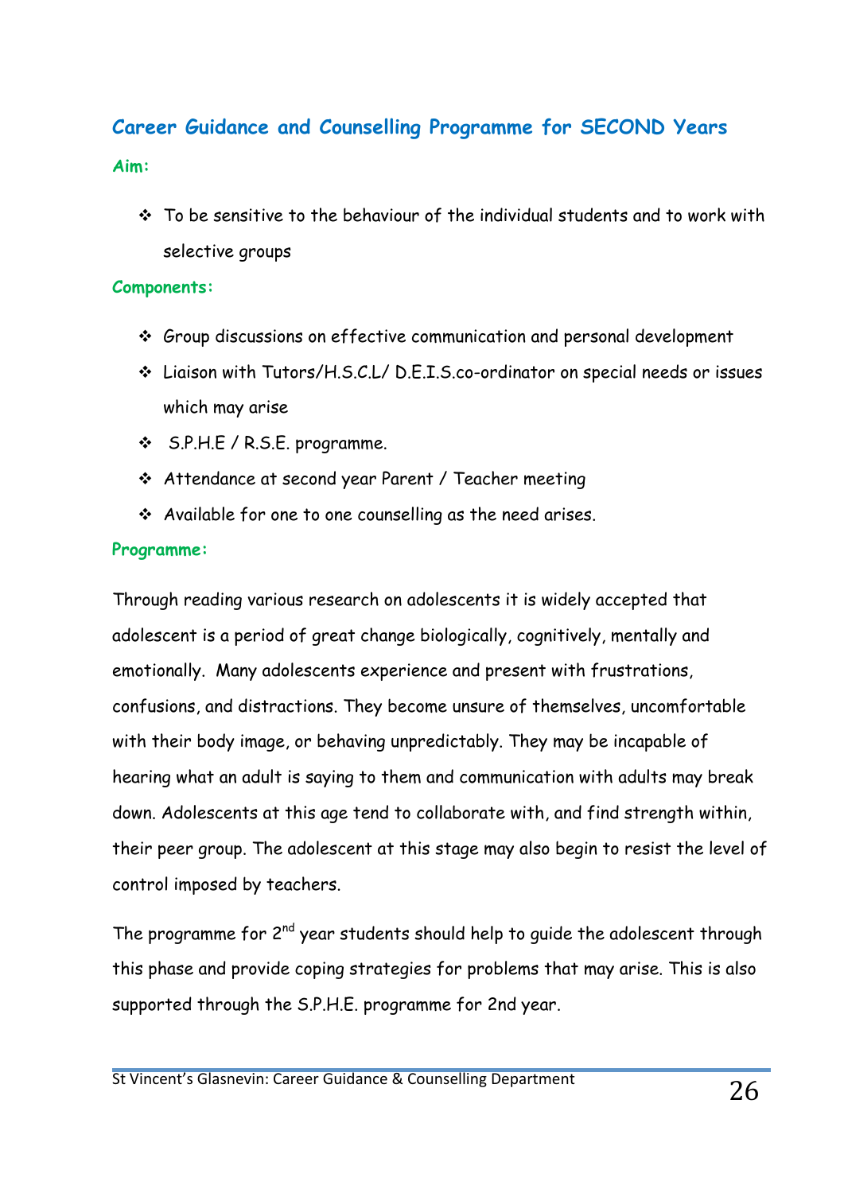## Career Guidance and Counselling Programme for SECOND Years

**Aim:**

- To be sensitive to the behaviour of the individual students and to work with selective groups

**Components:**

- Group discussions on effective communication and personal development
- Liaison with Tutors/H.S.C.L/ D.E.I.S.co-ordinator on special needs or issues which may arise
- S.P.H.E / R.S.E. programme.
- Attendance at second year Parent / Teacher meeting
- Available for one to one counselling as the need arises.

**Programme:**

Through reading various research on adolescents it is widely accepted that adolescent is a period of great change biologically, cognitively, mentally and emotionally. Many adolescents experience and present with frustrations, confusions, and distractions. They become unsure of themselves, uncomfortable with their body image, or behaving unpredictably. They may be incapable of hearing what an adult is saying to them and communication with adults may break down. Adolescents at this age tend to collaborate with, and find strength within, their peer group. The adolescent at this stage may also begin to resist the level of control imposed by teachers.

The programme for 2nd year students should help to guide the adolescent through this phase and provide coping strategies for problems that may arise. This is also supported through the S.P.H.E. programme for 2nd year.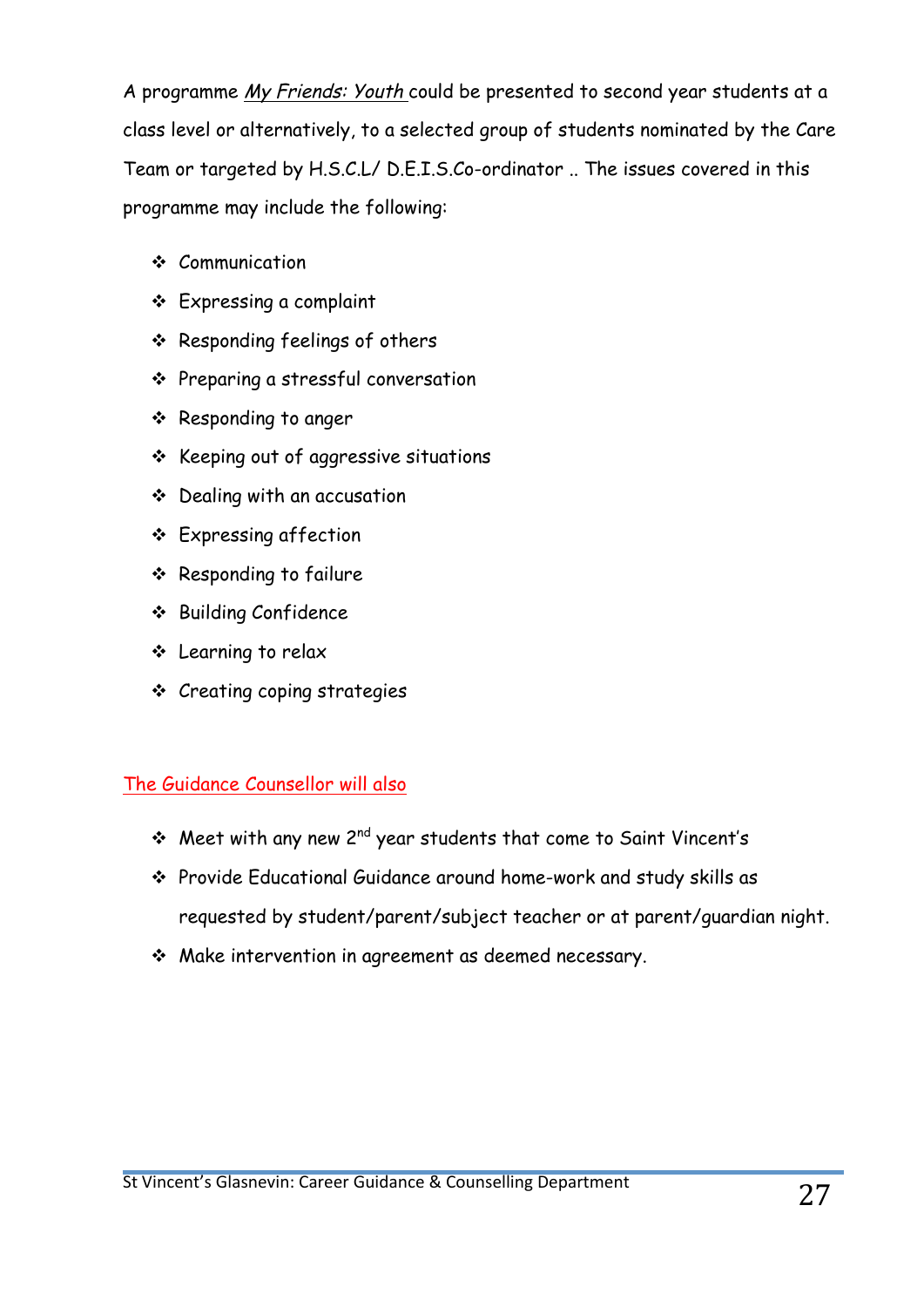A programme *My Friends: Youth* could be presented to second year students at a class level or alternatively, to a selected group of students nominated by the Care Team or targeted by H.S.C.L/ D.E.I.S.Co-ordinator .. The issues covered in this programme may include the following:

- Communication
- Expressing a complaint
- Responding feelings of others
- Preparing a stressful conversation
- Responding to anger
- Keeping out of aggressive situations
- Dealing with an accusation
- Expressing affection
- Responding to failure
- Building Confidence
- Learning to relax
- Creating coping strategies

The Guidance Counsellor will also

- Meet with any new 2nd year students that come to Saint Vincent's
- Provide Educational Guidance around home-work and study skills as requested by student/parent/subject teacher or at parent/guardian night.
- Make intervention in agreement as deemed necessary.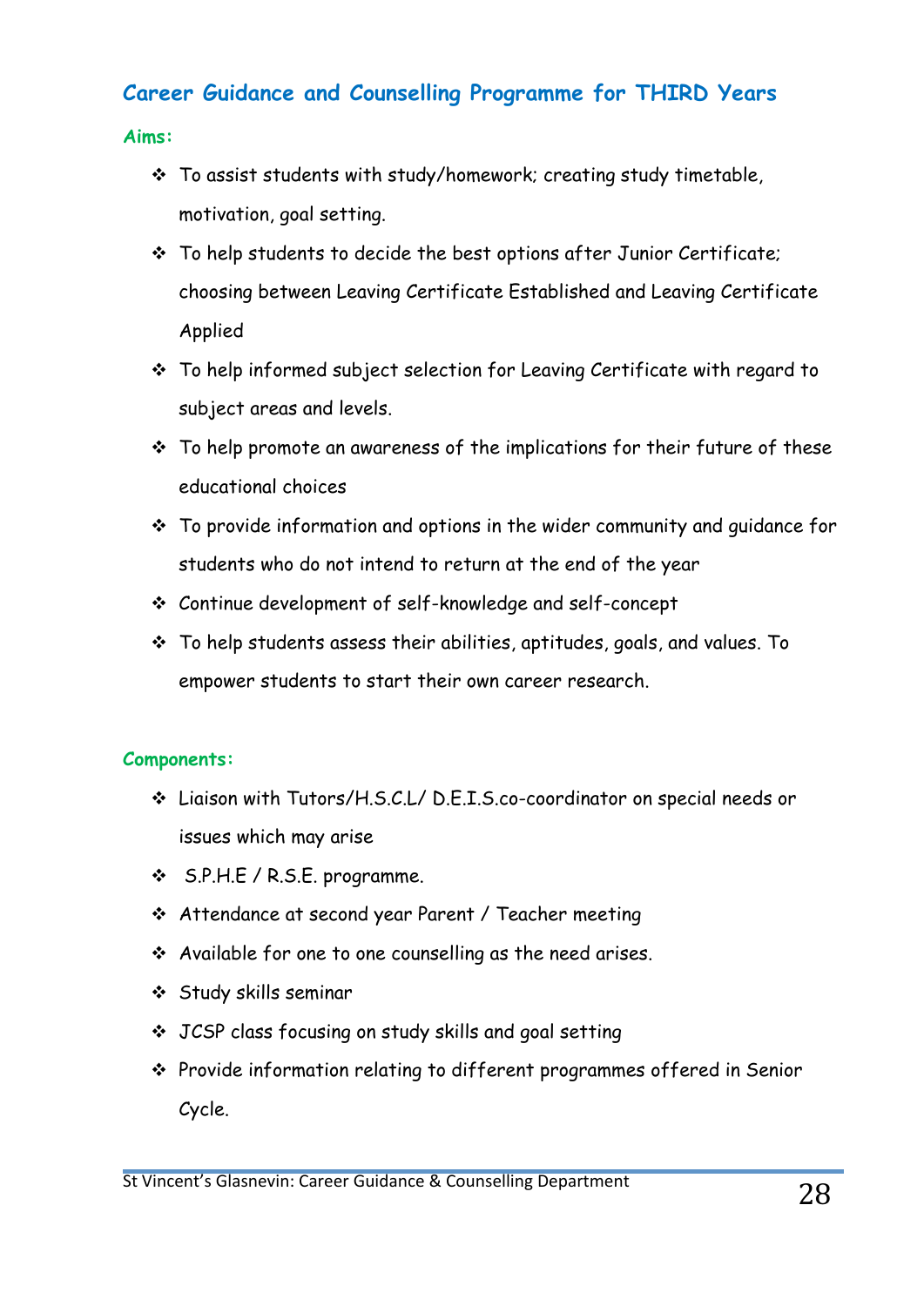## Career Guidance and Counselling Programme for THIRD Years

### Aims:

- To assist students with study/homework; creating study timetable, motivation, goal setting.
- To help students to decide the best options after Junior Certificate; choosing between Leaving Certificate Established and Leaving Certificate Applied
- To help informed subject selection for Leaving Certificate with regard to subject areas and levels.
- To help promote an awareness of the implications for their future of these educational choices
- To provide information and options in the wider community and guidance for students who do not intend to return at the end of the year
- Continue development of self-knowledge and self-concept
- To help students assess their abilities, aptitudes, goals, and values. To empower students to start their own career research.

### Components:

- Liaison with Tutors/H.S.C.L/ D.E.I.S.co-coordinator on special needs or issues which may arise
- S.P.H.E / R.S.E. programme.
- Attendance at second year Parent / Teacher meeting
- Available for one to one counselling as the need arises.
- Study skills seminar
- JCSP class focusing on study skills and goal setting
- Provide information relating to different programmes offered in Senior Cycle.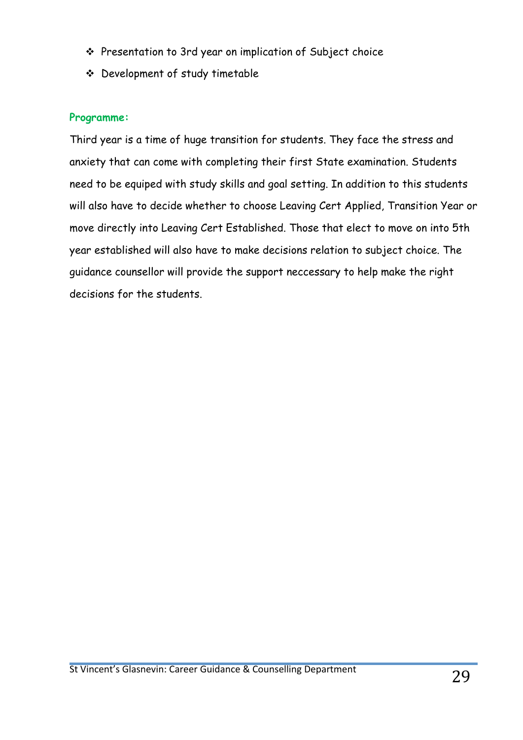- Presentation to 3rd year on implication of Subject choice
- Development of study timetable

**Programme:**

Third year is a time of huge transition for students. They face the stress and anxiety that can come with completing their first State examination. Students need to be equiped with study skills and goal setting. In addition to this students will also have to decide whether to choose Leaving Cert Applied, Transition Year or move directly into Leaving Cert Established. Those that elect to move on into 5th year established will also have to make decisions relation to subject choice. The guidance counsellor will provide the support neccessary to help make the right decisions for the students.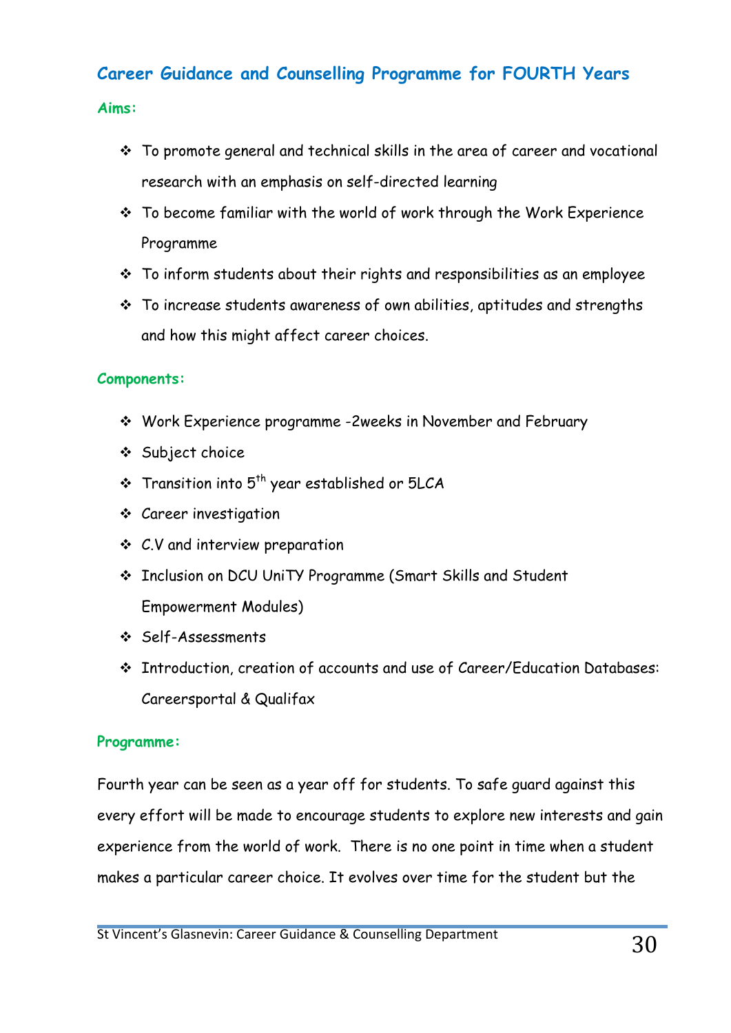## Career Guidance and Counselling Programme for FOURTH Years

### Aims:

- To promote general and technical skills in the area of career and vocational research with an emphasis on self-directed learning
- To become familiar with the world of work through the Work Experience Programme
- To inform students about their rights and responsibilities as an employee
- To increase students awareness of own abilities, aptitudes and strengths and how this might affect career choices.

### Components:

- Work Experience programme -2weeks in November and February
- Subject choice
- Transition into 5th year established or 5LCA
- Career investigation
- C.V and interview preparation
- Inclusion on DCU UniTY Programme (Smart Skills and Student Empowerment Modules)
- Self-Assessments
- Introduction, creation of accounts and use of Career/Education Databases: Careersportal & Qualifax

### Programme:

Fourth year can be seen as a year off for students. To safe guard against this every effort will be made to encourage students to explore new interests and gain experience from the world of work. There is no one point in time when a student makes a particular career choice. It evolves over time for the student but the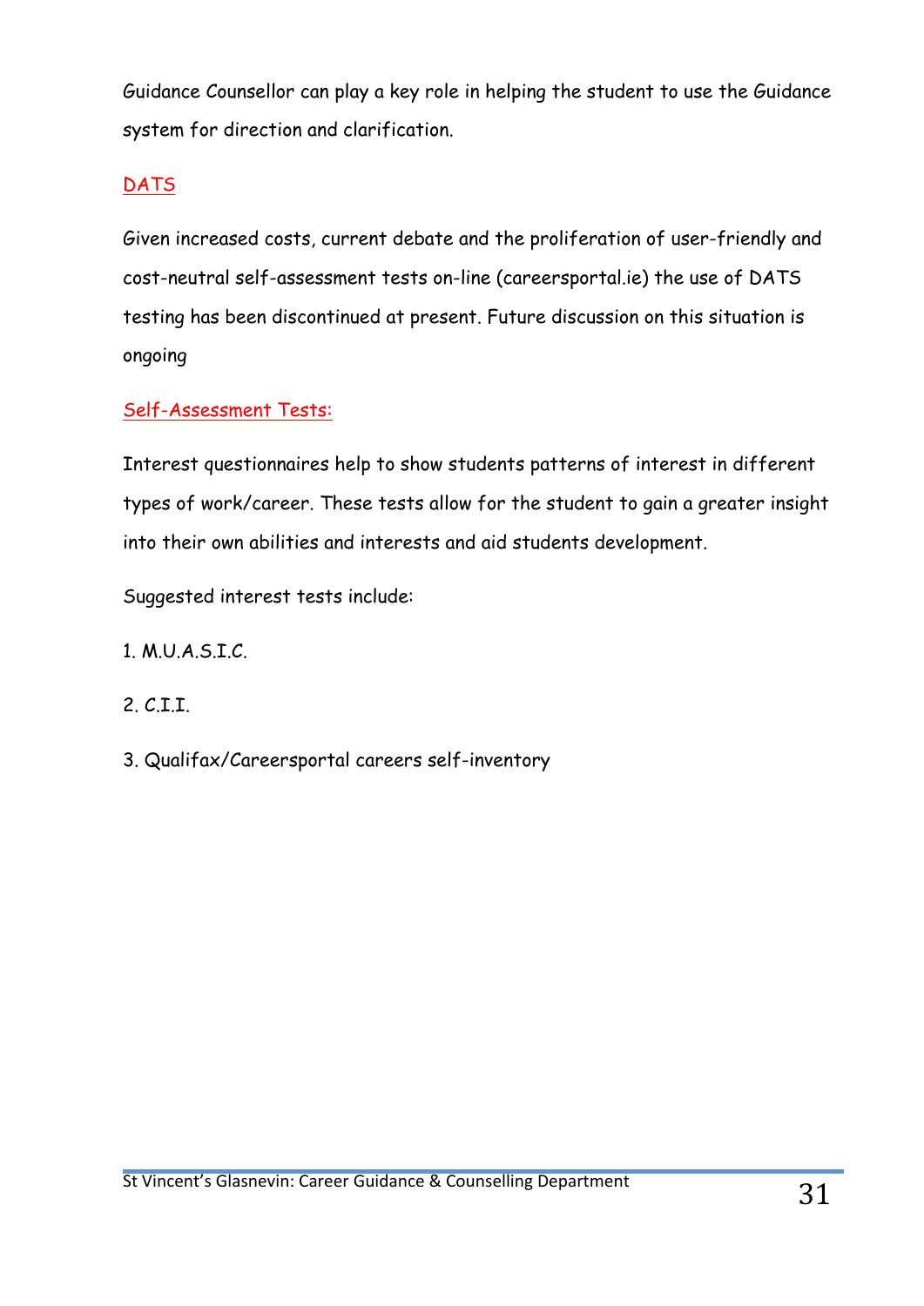Guidance Counsellor can play a key role in helping the student to use the Guidance system for direction and clarification.

## DATS

Given increased costs, current debate and the proliferation of user-friendly and cost-neutral self-assessment tests on-line (careersportal.ie) the use of DATS testing has been discontinued at present. Future discussion on this situation is ongoing

## Self-Assessment Tests:

Interest questionnaires help to show students patterns of interest in different types of work/career. These tests allow for the student to gain a greater insight into their own abilities and interests and aid students development.

Suggested interest tests include:

1. M.U.A.S.I.C.
2. C.I.I.
3. Qualifax/Careersportal careers self-inventory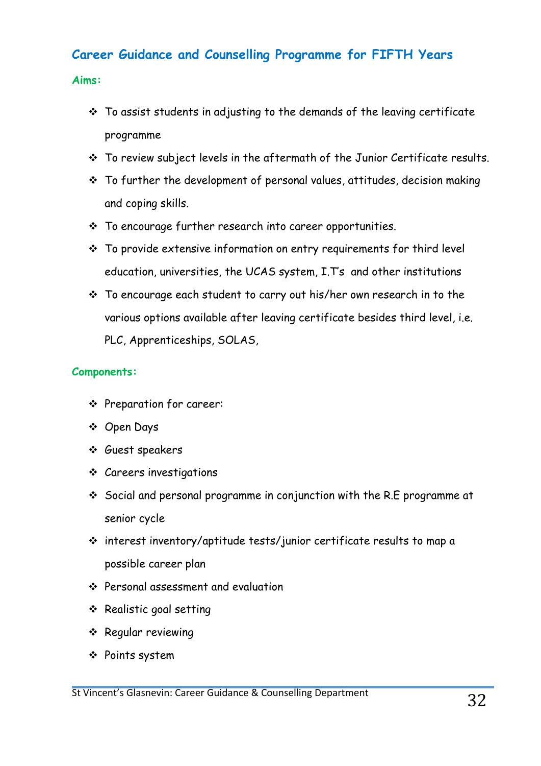## Career Guidance and Counselling Programme for FIFTH Years

### Aims:

- To assist students in adjusting to the demands of the leaving certificate programme
- To review subject levels in the aftermath of the Junior Certificate results.
- To further the development of personal values, attitudes, decision making and coping skills.
- To encourage further research into career opportunities.
- To provide extensive information on entry requirements for third level education, universities, the UCAS system, I.T's and other institutions
- To encourage each student to carry out his/her own research in to the various options available after leaving certificate besides third level, i.e. PLC, Apprenticeships, SOLAS,

### Components:

- Preparation for career:
- Open Days
- Guest speakers
- Careers investigations
- Social and personal programme in conjunction with the R.E programme at senior cycle
- interest inventory/aptitude tests/junior certificate results to map a possible career plan
- Personal assessment and evaluation
- Realistic goal setting
- Regular reviewing
- Points system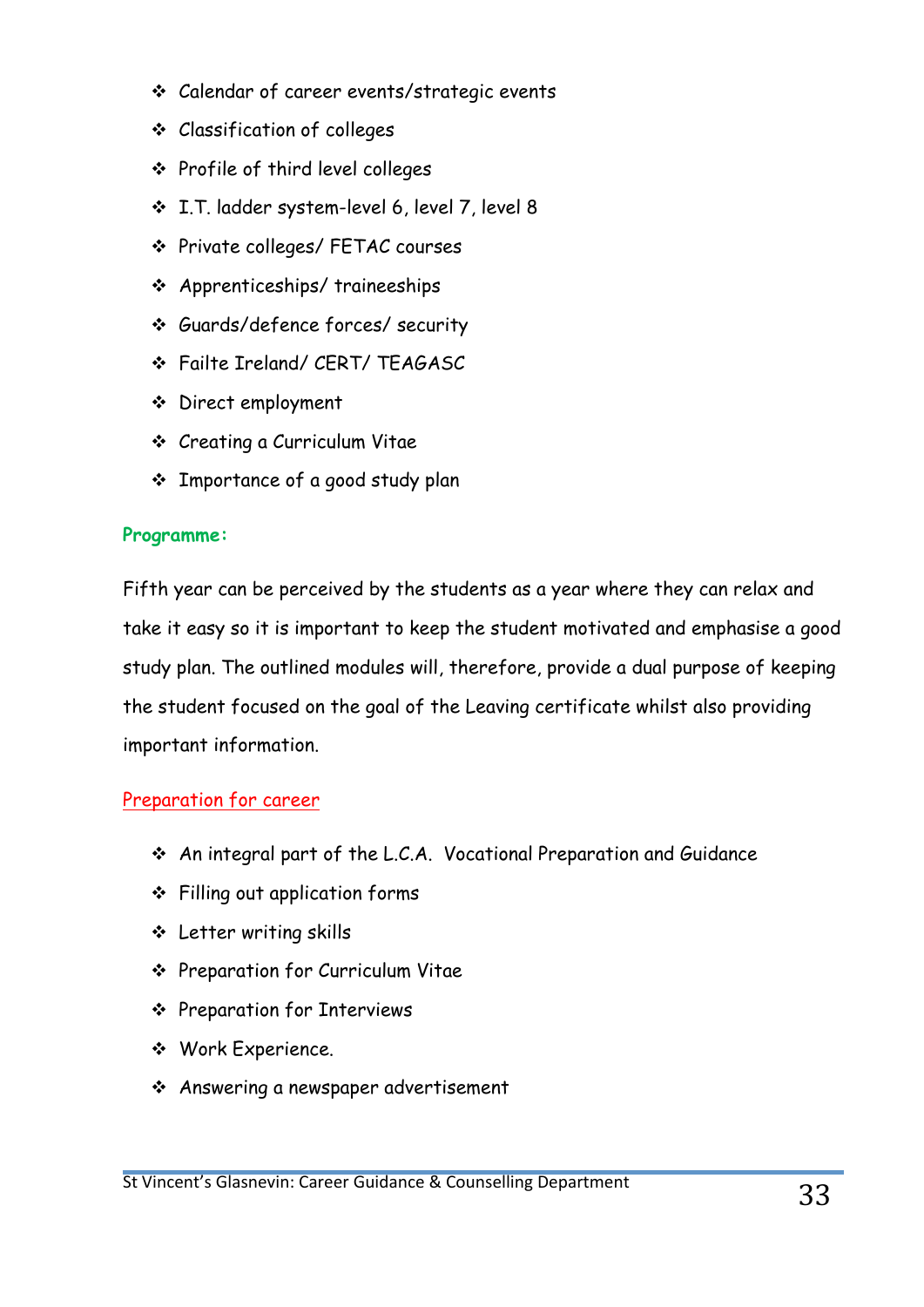- Calendar of career events/strategic events
- Classification of colleges
- Profile of third level colleges
- I.T. ladder system-level 6, level 7, level 8
- Private colleges/ FETAC courses
- Apprenticeships/ traineeships
- Guards/defence forces/ security
- Failte Ireland/ CERT/ TEAGASC
- Direct employment
- Creating a Curriculum Vitae
- Importance of a good study plan

**Programme:**

Fifth year can be perceived by the students as a year where they can relax and take it easy so it is important to keep the student motivated and emphasise a good study plan. The outlined modules will, therefore, provide a dual purpose of keeping the student focused on the goal of the Leaving certificate whilst also providing important information.

Preparation for career

- An integral part of the L.C.A. Vocational Preparation and Guidance
- Filling out application forms
- Letter writing skills
- Preparation for Curriculum Vitae
- Preparation for Interviews
- Work Experience.
- Answering a newspaper advertisement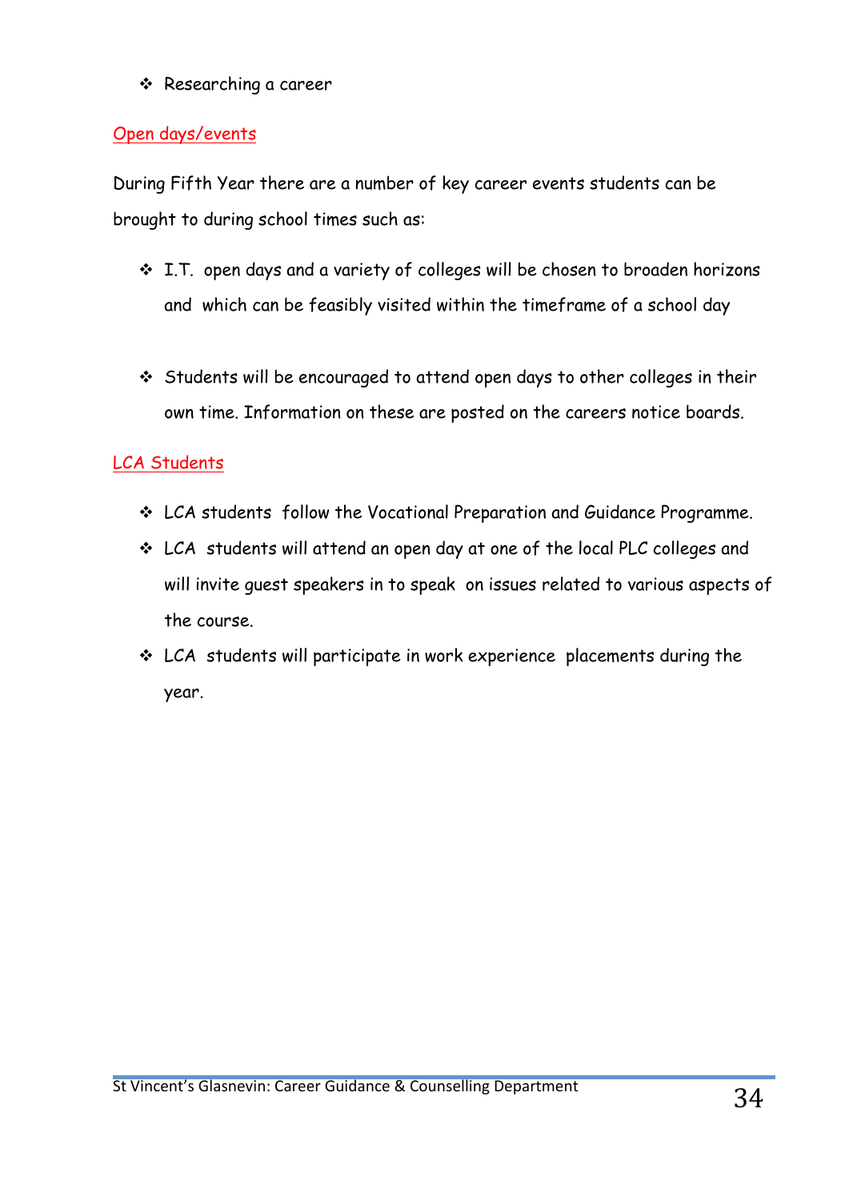- Researching a career

## Open days/events

During Fifth Year there are a number of key career events students can be brought to during school times such as:

- I.T. open days and a variety of colleges will be chosen to broaden horizons and which can be feasibly visited within the timeframe of a school day

- Students will be encouraged to attend open days to other colleges in their own time. Information on these are posted on the careers notice boards.

## LCA Students

- LCA students follow the Vocational Preparation and Guidance Programme.
- LCA students will attend an open day at one of the local PLC colleges and will invite guest speakers in to speak on issues related to various aspects of the course.
- LCA students will participate in work experience placements during the year.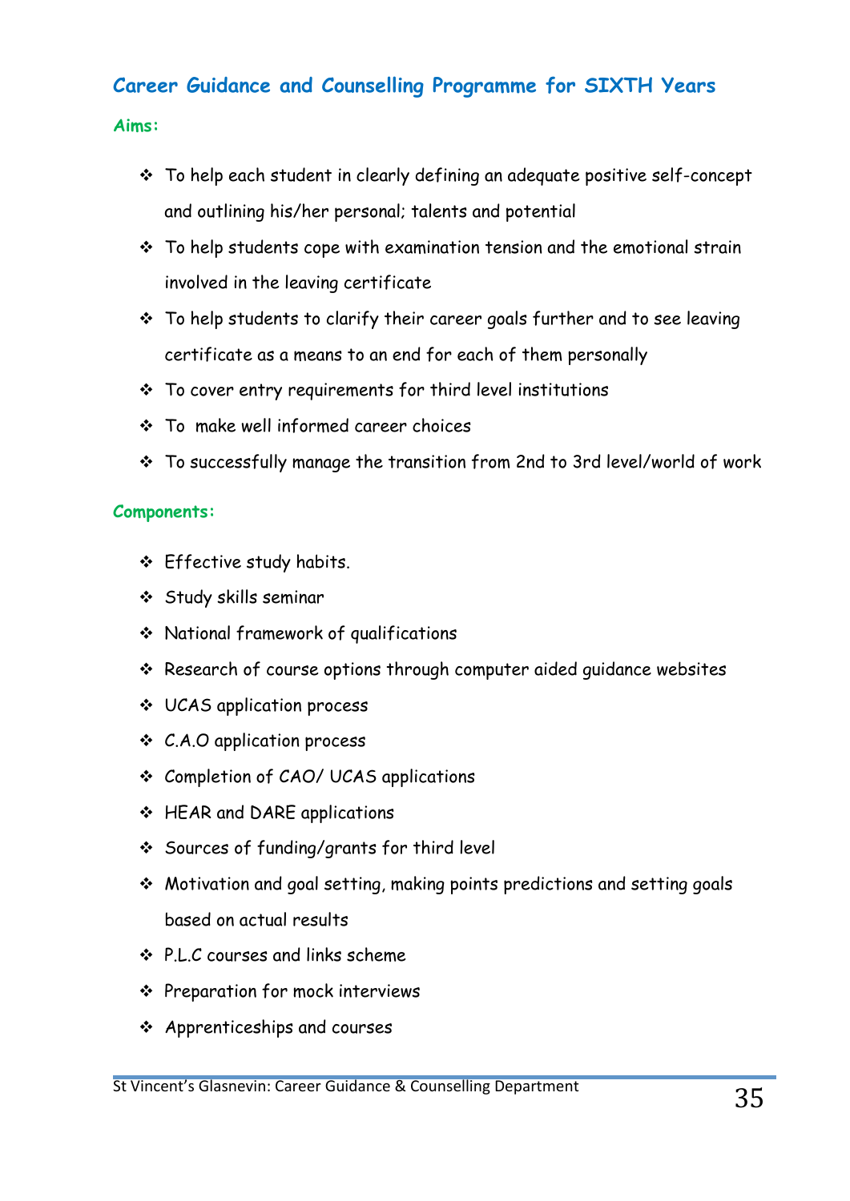## Career Guidance and Counselling Programme for SIXTH Years

### Aims:

- To help each student in clearly defining an adequate positive self-concept and outlining his/her personal; talents and potential
- To help students cope with examination tension and the emotional strain involved in the leaving certificate
- To help students to clarify their career goals further and to see leaving certificate as a means to an end for each of them personally
- To cover entry requirements for third level institutions
- To make well informed career choices
- To successfully manage the transition from 2nd to 3rd level/world of work

### Components:

- Effective study habits.
- Study skills seminar
- National framework of qualifications
- Research of course options through computer aided guidance websites
- UCAS application process
- C.A.O application process
- Completion of CAO/ UCAS applications
- HEAR and DARE applications
- Sources of funding/grants for third level
- Motivation and goal setting, making points predictions and setting goals based on actual results
- P.L.C courses and links scheme
- Preparation for mock interviews
- Apprenticeships and courses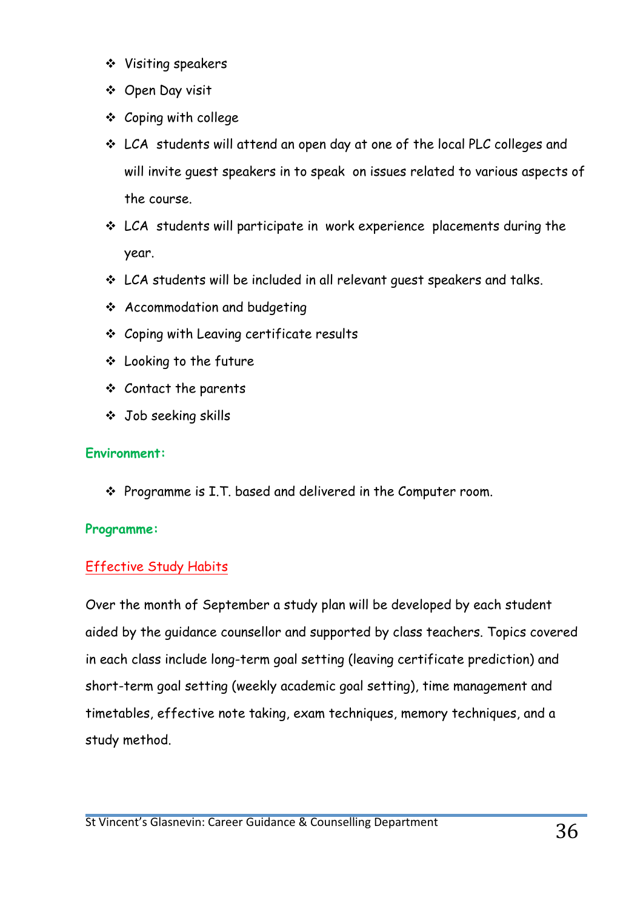- Visiting speakers
- Open Day visit
- Coping with college
- LCA students will attend an open day at one of the local PLC colleges and will invite guest speakers in to speak on issues related to various aspects of the course.
- LCA students will participate in work experience placements during the year.
- LCA students will be included in all relevant guest speakers and talks.
- Accommodation and budgeting
- Coping with Leaving certificate results
- Looking to the future
- Contact the parents
- Job seeking skills

**Environment:**

- Programme is I.T. based and delivered in the Computer room.

**Programme:**

Effective Study Habits

Over the month of September a study plan will be developed by each student aided by the guidance counsellor and supported by class teachers. Topics covered in each class include long-term goal setting (leaving certificate prediction) and short-term goal setting (weekly academic goal setting), time management and timetables, effective note taking, exam techniques, memory techniques, and a study method.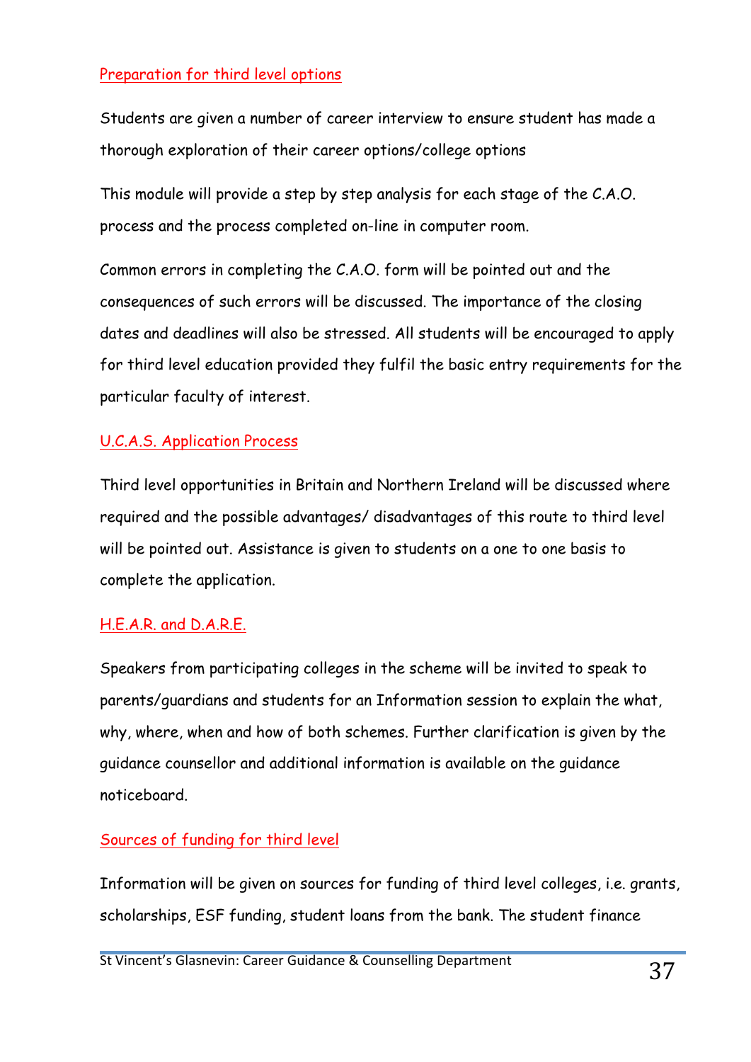### Preparation for third level options

Students are given a number of career interview to ensure student has made a thorough exploration of their career options/college options

This module will provide a step by step analysis for each stage of the C.A.O. process and the process completed on-line in computer room.

Common errors in completing the C.A.O. form will be pointed out and the consequences of such errors will be discussed. The importance of the closing dates and deadlines will also be stressed. All students will be encouraged to apply for third level education provided they fulfil the basic entry requirements for the particular faculty of interest.

### U.C.A.S. Application Process

Third level opportunities in Britain and Northern Ireland will be discussed where required and the possible advantages/ disadvantages of this route to third level will be pointed out. Assistance is given to students on a one to one basis to complete the application.

### H.E.A.R. and D.A.R.E.

Speakers from participating colleges in the scheme will be invited to speak to parents/guardians and students for an Information session to explain the what, why, where, when and how of both schemes. Further clarification is given by the guidance counsellor and additional information is available on the guidance noticeboard.

### Sources of funding for third level

Information will be given on sources for funding of third level colleges, i.e. grants, scholarships, ESF funding, student loans from the bank. The student finance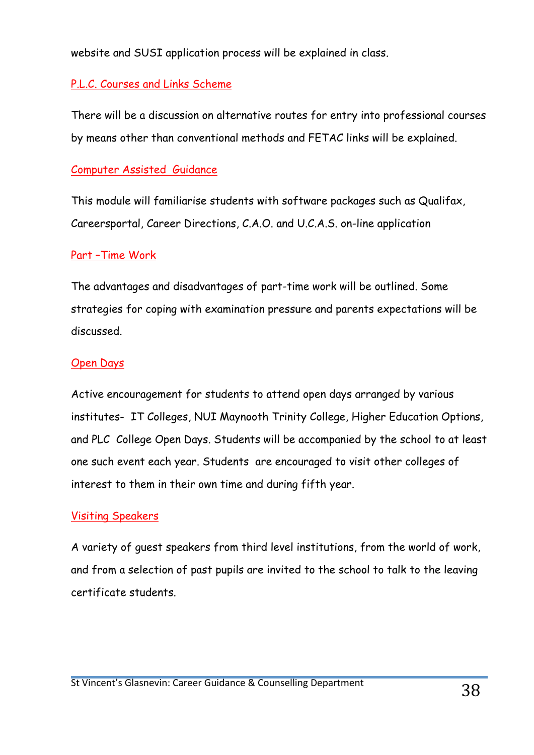website and SUSI application process will be explained in class.

### P.L.C. Courses and Links Scheme

There will be a discussion on alternative routes for entry into professional courses by means other than conventional methods and FETAC links will be explained.

### Computer Assisted  Guidance

This module will familiarise students with software packages such as Qualifax, Careersportal, Career Directions, C.A.O. and U.C.A.S. on-line application

### Part –Time Work

The advantages and disadvantages of part-time work will be outlined. Some strategies for coping with examination pressure and parents expectations will be discussed.

### Open Days

Active encouragement for students to attend open days arranged by various institutes-  IT Colleges, NUI Maynooth Trinity College, Higher Education Options, and PLC  College Open Days. Students will be accompanied by the school to at least one such event each year. Students  are encouraged to visit other colleges of interest to them in their own time and during fifth year.

### Visiting Speakers

A variety of guest speakers from third level institutions, from the world of work, and from a selection of past pupils are invited to the school to talk to the leaving certificate students.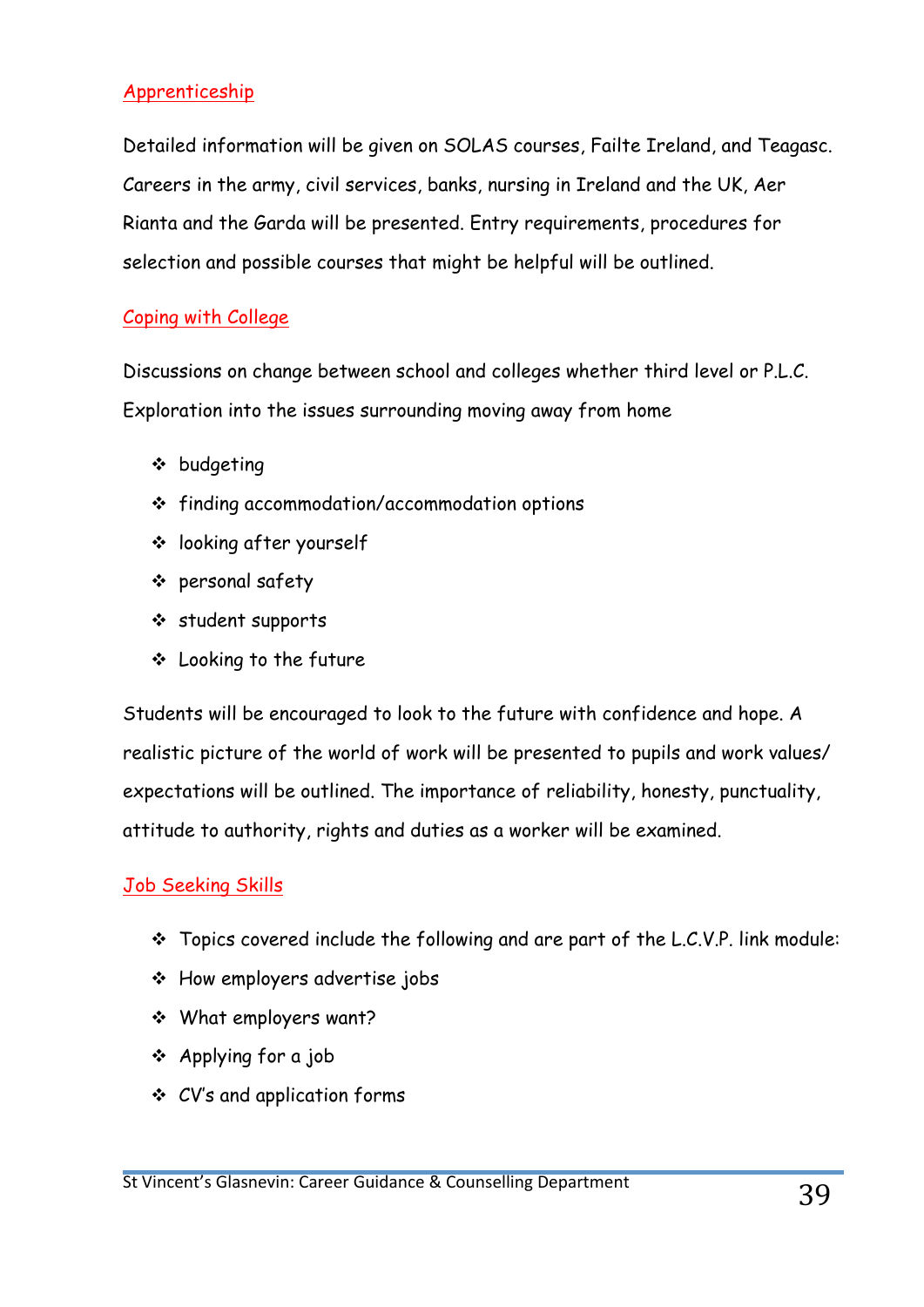## Apprenticeship

Detailed information will be given on SOLAS courses, Failte Ireland, and Teagasc. Careers in the army, civil services, banks, nursing in Ireland and the UK, Aer Rianta and the Garda will be presented. Entry requirements, procedures for selection and possible courses that might be helpful will be outlined.

## Coping with College

Discussions on change between school and colleges whether third level or P.L.C. Exploration into the issues surrounding moving away from home

- budgeting
- finding accommodation/accommodation options
- looking after yourself
- personal safety
- student supports
- Looking to the future

Students will be encouraged to look to the future with confidence and hope. A realistic picture of the world of work will be presented to pupils and work values/ expectations will be outlined. The importance of reliability, honesty, punctuality, attitude to authority, rights and duties as a worker will be examined.

## Job Seeking Skills

- Topics covered include the following and are part of the L.C.V.P. link module:
- How employers advertise jobs
- What employers want?
- Applying for a job
- CV's and application forms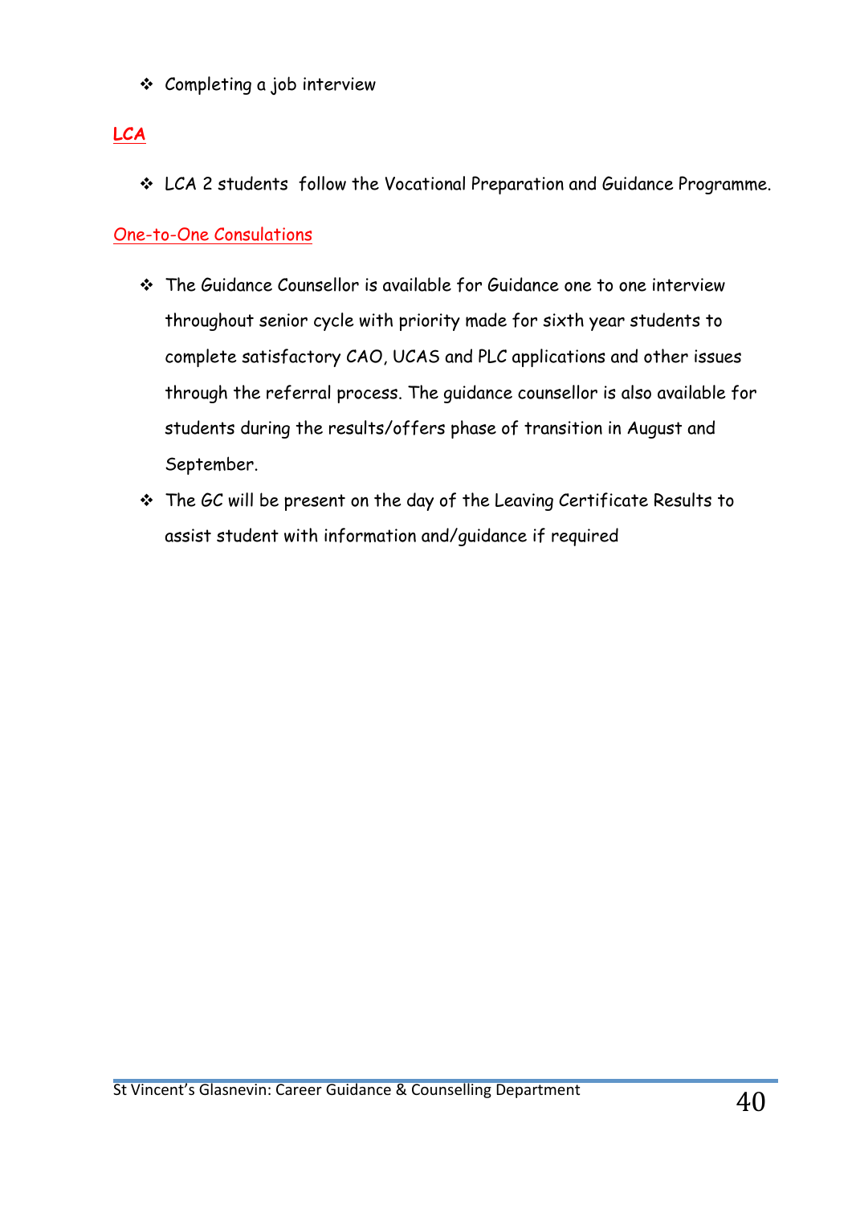- Completing a job interview

**LCA**

- LCA 2 students  follow the Vocational Preparation and Guidance Programme.

One-to-One Consulations

- The Guidance Counsellor is available for Guidance one to one interview throughout senior cycle with priority made for sixth year students to complete satisfactory CAO, UCAS and PLC applications and other issues through the referral process. The guidance counsellor is also available for students during the results/offers phase of transition in August and September.
- The GC will be present on the day of the Leaving Certificate Results to assist student with information and/guidance if required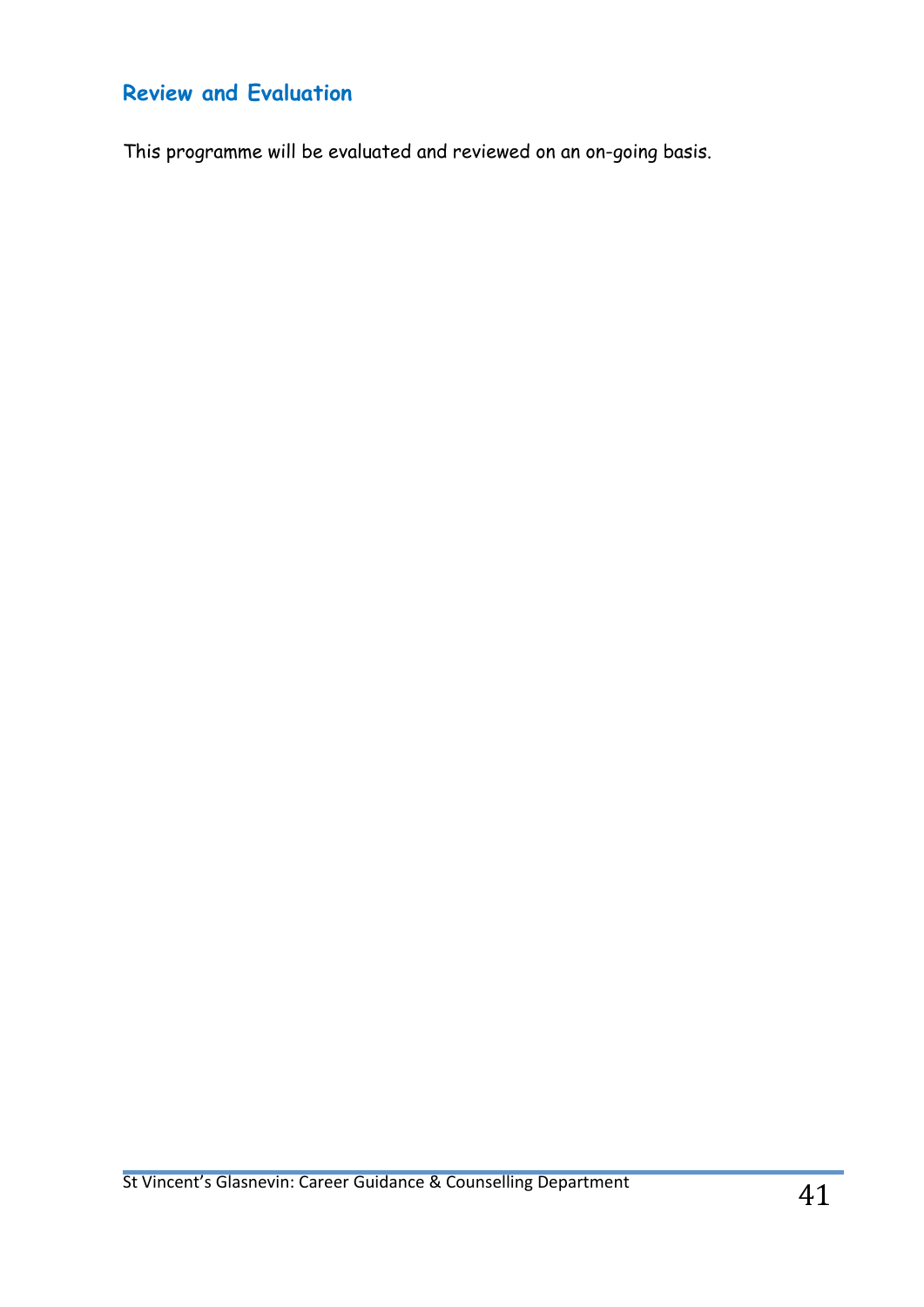## Review and Evaluation

This programme will be evaluated and reviewed on an on-going basis.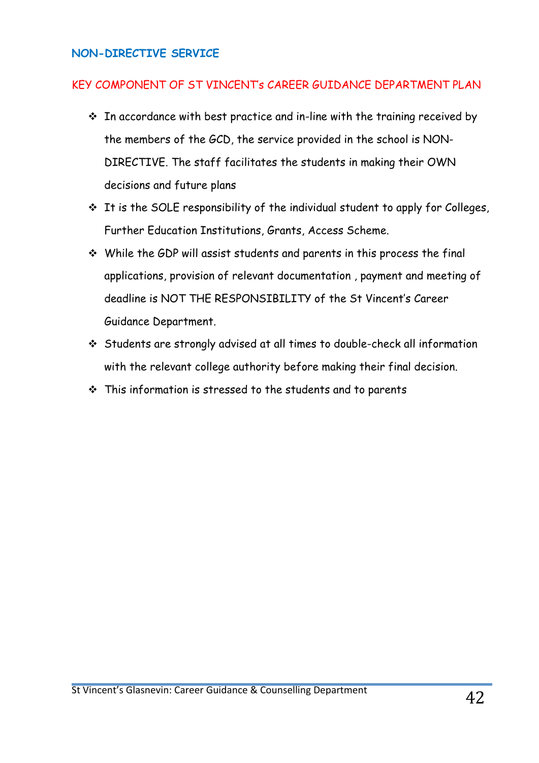## NON-DIRECTIVE SERVICE

### KEY COMPONENT OF ST VINCENT's CAREER GUIDANCE DEPARTMENT PLAN

- In accordance with best practice and in-line with the training received by the members of the GCD, the service provided in the school is NON-DIRECTIVE. The staff facilitates the students in making their OWN decisions and future plans
- It is the SOLE responsibility of the individual student to apply for Colleges, Further Education Institutions, Grants, Access Scheme.
- While the GDP will assist students and parents in this process the final applications, provision of relevant documentation , payment and meeting of deadline is NOT THE RESPONSIBILITY of the St Vincent's Career Guidance Department.
- Students are strongly advised at all times to double-check all information with the relevant college authority before making their final decision.
- This information is stressed to the students and to parents